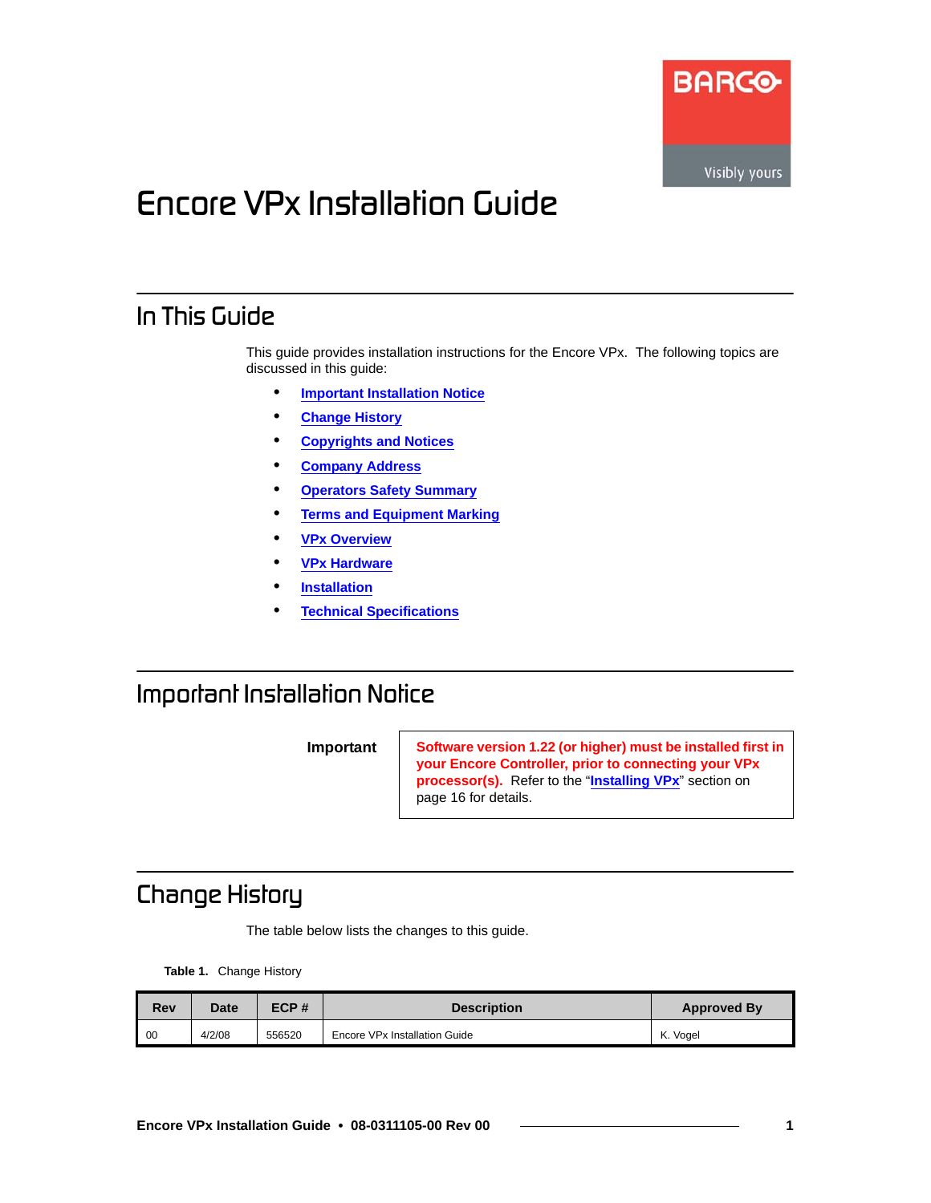# Encore VPx Installation Guide

## In This Guide

This guide provides installation instructions for the Encore VPx. The following topics are discussed in this guide:

- Important Installation Notice
- Change History
- Copyrights and Notices
- Company Address
- Operators Safety Summary
- Terms and Equipment Marking
- VPx Overview
- VPx Hardware
- Installation
- Technical Specifications

## Important Installation Notice

**Important**

**Software version 1.22 (or higher) must be installed first in your Encore Controller, prior to connecting your VPx processor(s).** Refer to the "**Installing VPx**" section on page 16 for details.

## Change History

The table below lists the changes to this guide.

**Table 1.** Change History

| Rev | Date | ECP # | Description | Approved By |
|---|---|---|---|---|
| 00 | 4/2/08 | 556520 | Encore VPx Installation Guide | K. Vogel |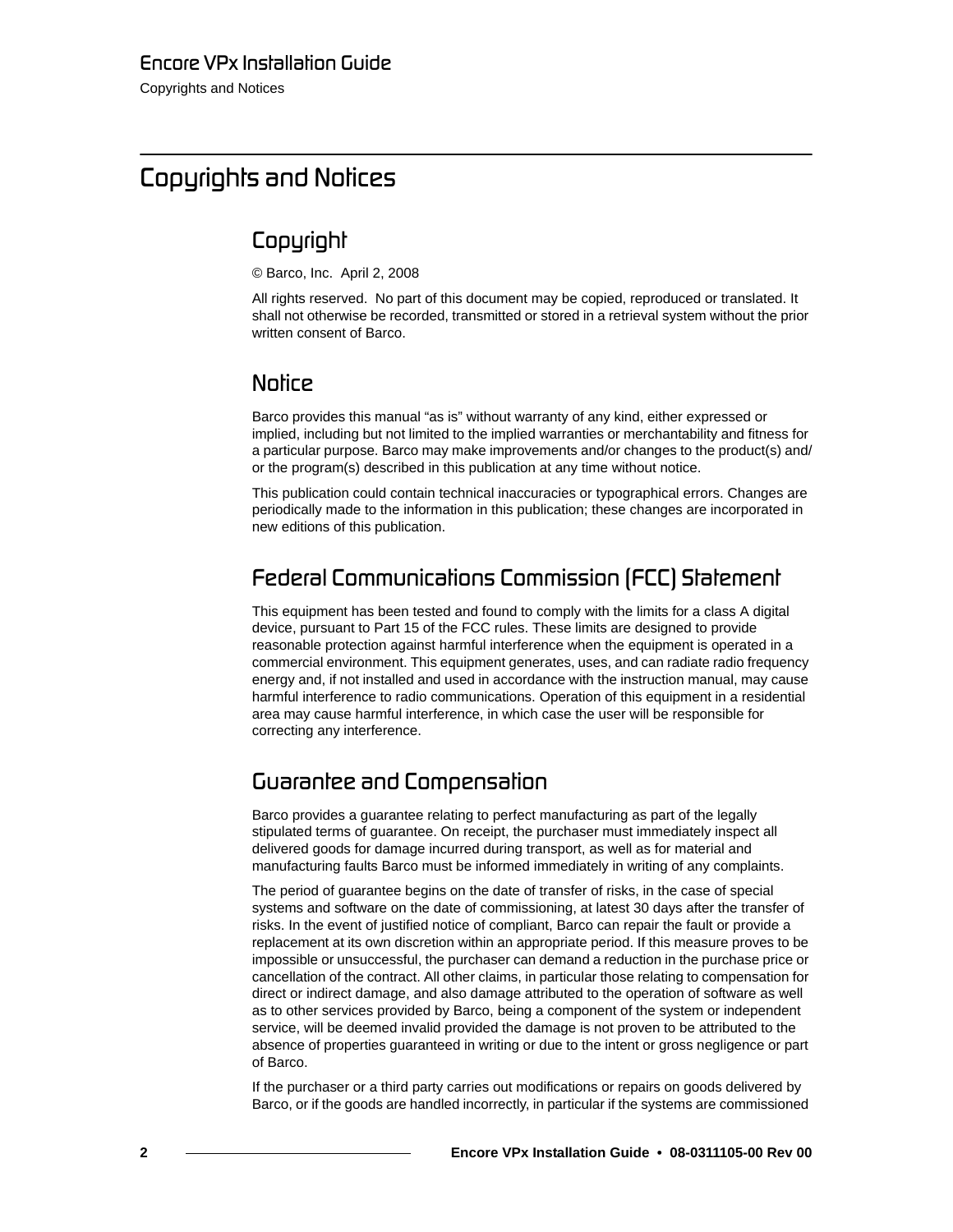# Copyrights and Notices

## Copyright

© Barco, Inc. April 2, 2008

All rights reserved. No part of this document may be copied, reproduced or translated. It shall not otherwise be recorded, transmitted or stored in a retrieval system without the prior written consent of Barco.

## Notice

Barco provides this manual "as is" without warranty of any kind, either expressed or implied, including but not limited to the implied warranties or merchantability and fitness for a particular purpose. Barco may make improvements and/or changes to the product(s) and/or the program(s) described in this publication at any time without notice.

This publication could contain technical inaccuracies or typographical errors. Changes are periodically made to the information in this publication; these changes are incorporated in new editions of this publication.

## Federal Communications Commission (FCC) Statement

This equipment has been tested and found to comply with the limits for a class A digital device, pursuant to Part 15 of the FCC rules. These limits are designed to provide reasonable protection against harmful interference when the equipment is operated in a commercial environment. This equipment generates, uses, and can radiate radio frequency energy and, if not installed and used in accordance with the instruction manual, may cause harmful interference to radio communications. Operation of this equipment in a residential area may cause harmful interference, in which case the user will be responsible for correcting any interference.

## Guarantee and Compensation

Barco provides a guarantee relating to perfect manufacturing as part of the legally stipulated terms of guarantee. On receipt, the purchaser must immediately inspect all delivered goods for damage incurred during transport, as well as for material and manufacturing faults Barco must be informed immediately in writing of any complaints.

The period of guarantee begins on the date of transfer of risks, in the case of special systems and software on the date of commissioning, at latest 30 days after the transfer of risks. In the event of justified notice of compliant, Barco can repair the fault or provide a replacement at its own discretion within an appropriate period. If this measure proves to be impossible or unsuccessful, the purchaser can demand a reduction in the purchase price or cancellation of the contract. All other claims, in particular those relating to compensation for direct or indirect damage, and also damage attributed to the operation of software as well as to other services provided by Barco, being a component of the system or independent service, will be deemed invalid provided the damage is not proven to be attributed to the absence of properties guaranteed in writing or due to the intent or gross negligence or part of Barco.

If the purchaser or a third party carries out modifications or repairs on goods delivered by Barco, or if the goods are handled incorrectly, in particular if the systems are commissioned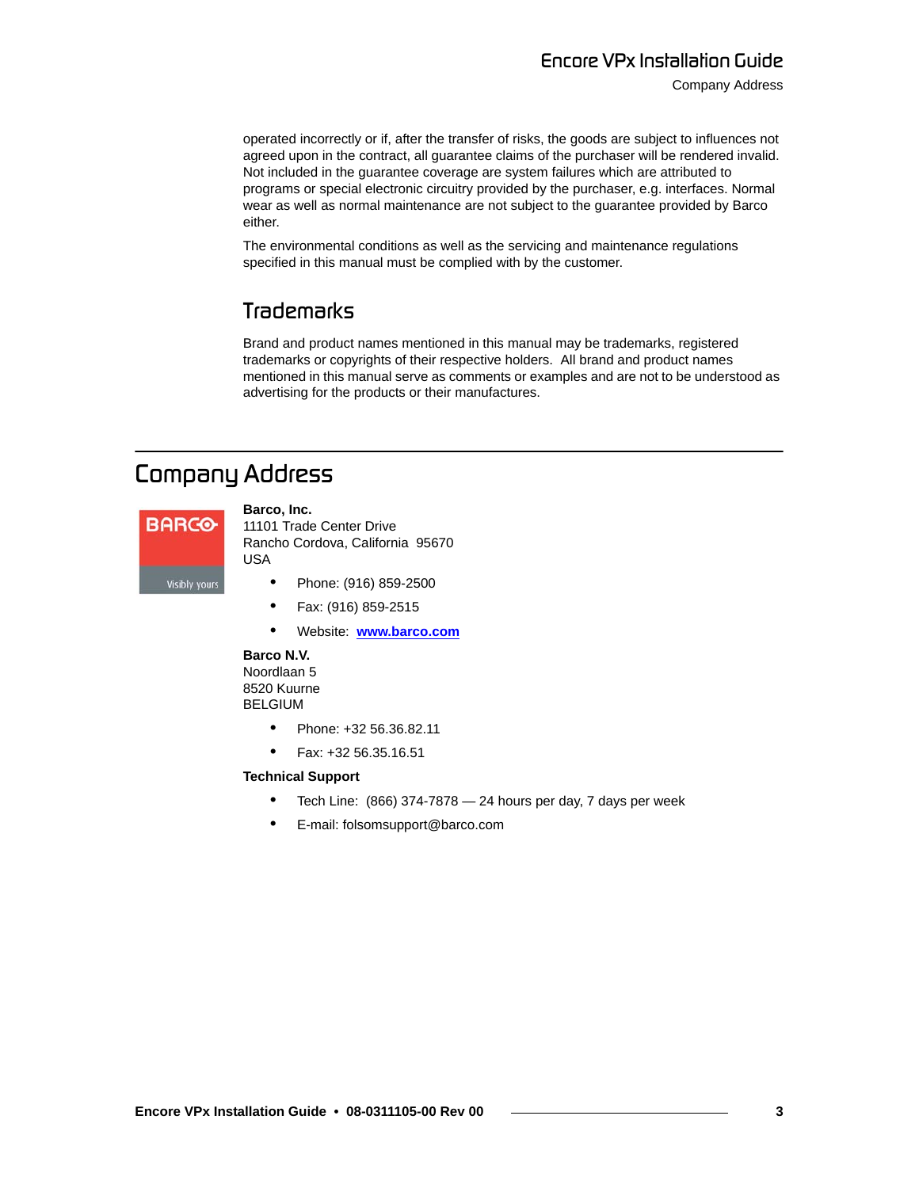operated incorrectly or if, after the transfer of risks, the goods are subject to influences not agreed upon in the contract, all guarantee claims of the purchaser will be rendered invalid. Not included in the guarantee coverage are system failures which are attributed to programs or special electronic circuitry provided by the purchaser, e.g. interfaces. Normal wear as well as normal maintenance are not subject to the guarantee provided by Barco either.

The environmental conditions as well as the servicing and maintenance regulations specified in this manual must be complied with by the customer.

## Trademarks

Brand and product names mentioned in this manual may be trademarks, registered trademarks or copyrights of their respective holders. All brand and product names mentioned in this manual serve as comments or examples and are not to be understood as advertising for the products or their manufactures.

# Company Address

**Barco, Inc.**
11101 Trade Center Drive
Rancho Cordova, California 95670
USA

- Phone: (916) 859-2500
- Fax: (916) 859-2515
- Website: **www.barco.com**

**Barco N.V.**
Noordlaan 5
8520 Kuurne
BELGIUM

- Phone: +32 56.36.82.11
- Fax: +32 56.35.16.51

**Technical Support**

- Tech Line: (866) 374-7878 — 24 hours per day, 7 days per week
- E-mail: folsomsupport@barco.com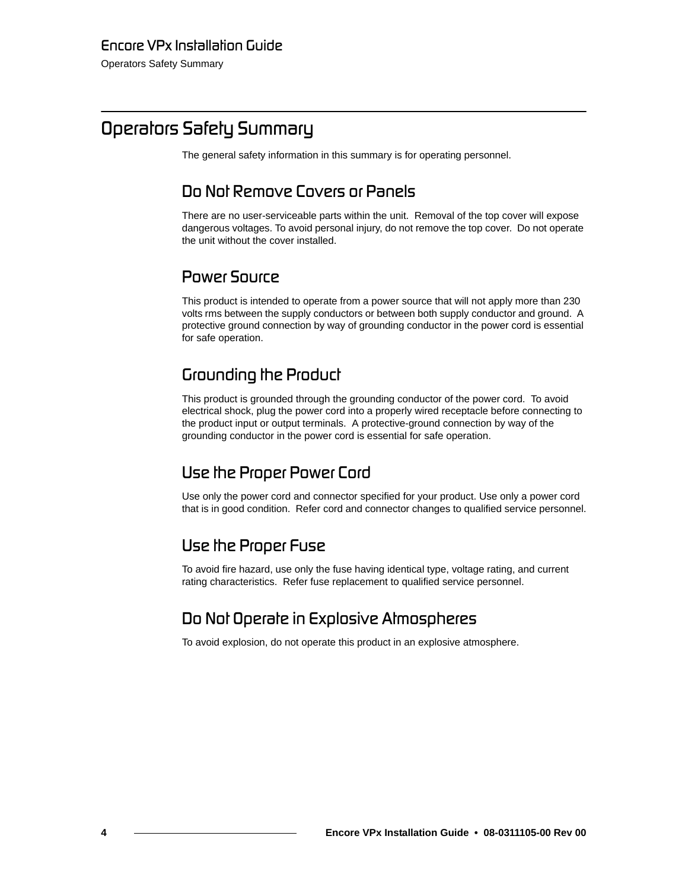# Operators Safety Summary

The general safety information in this summary is for operating personnel.

## Do Not Remove Covers or Panels

There are no user-serviceable parts within the unit. Removal of the top cover will expose dangerous voltages. To avoid personal injury, do not remove the top cover. Do not operate the unit without the cover installed.

## Power Source

This product is intended to operate from a power source that will not apply more than 230 volts rms between the supply conductors or between both supply conductor and ground. A protective ground connection by way of grounding conductor in the power cord is essential for safe operation.

## Grounding the Product

This product is grounded through the grounding conductor of the power cord. To avoid electrical shock, plug the power cord into a properly wired receptacle before connecting to the product input or output terminals. A protective-ground connection by way of the grounding conductor in the power cord is essential for safe operation.

## Use the Proper Power Cord

Use only the power cord and connector specified for your product. Use only a power cord that is in good condition. Refer cord and connector changes to qualified service personnel.

## Use the Proper Fuse

To avoid fire hazard, use only the fuse having identical type, voltage rating, and current rating characteristics. Refer fuse replacement to qualified service personnel.

## Do Not Operate in Explosive Atmospheres

To avoid explosion, do not operate this product in an explosive atmosphere.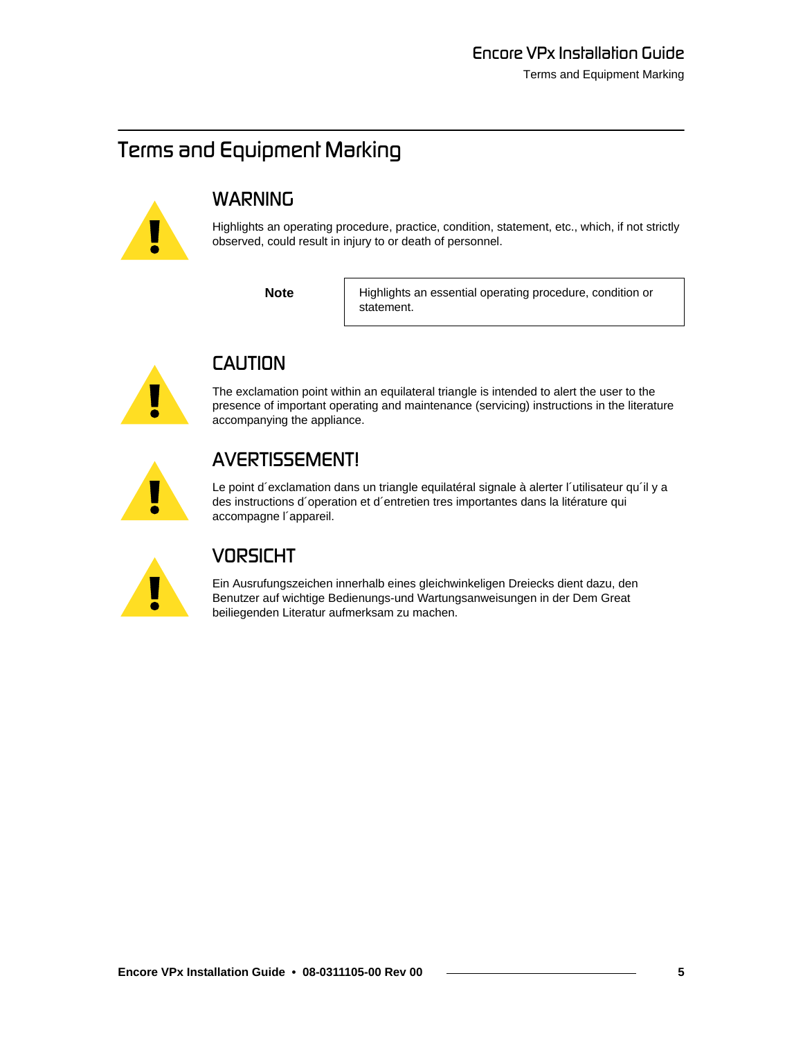# Terms and Equipment Marking

## WARNING

Highlights an operating procedure, practice, condition, statement, etc., which, if not strictly observed, could result in injury to or death of personnel.

**Note** Highlights an essential operating procedure, condition or statement.

## CAUTION

The exclamation point within an equilateral triangle is intended to alert the user to the presence of important operating and maintenance (servicing) instructions in the literature accompanying the appliance.

## AVERTISSEMENT!

Le point d´exclamation dans un triangle equilatéral signale à alerter l´utilisateur qu´il y a des instructions d´operation et d´entretien tres importantes dans la litérature qui accompagne l´appareil.

## VORSICHT

Ein Ausrufungszeichen innerhalb eines gleichwinkeligen Dreiecks dient dazu, den Benutzer auf wichtige Bedienungs-und Wartungsanweisungen in der Dem Great beiliegenden Literatur aufmerksam zu machen.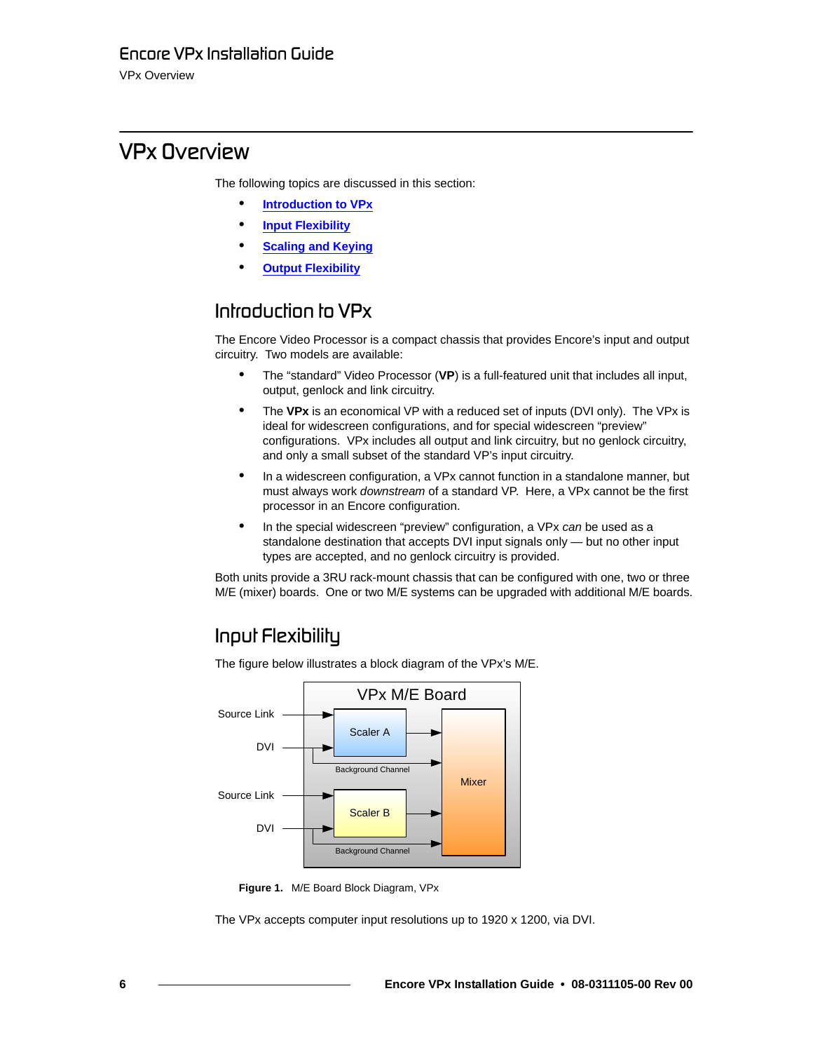# VPx Overview

The following topics are discussed in this section:

- Introduction to VPx
- Input Flexibility
- Scaling and Keying
- Output Flexibility

## Introduction to VPx

The Encore Video Processor is a compact chassis that provides Encore's input and output circuitry. Two models are available:

- The "standard" Video Processor (**VP**) is a full-featured unit that includes all input, output, genlock and link circuitry.
- The **VPx** is an economical VP with a reduced set of inputs (DVI only). The VPx is ideal for widescreen configurations, and for special widescreen "preview" configurations. VPx includes all output and link circuitry, but no genlock circuitry, and only a small subset of the standard VP's input circuitry.
- In a widescreen configuration, a VPx cannot function in a standalone manner, but must always work *downstream* of a standard VP. Here, a VPx cannot be the first processor in an Encore configuration.
- In the special widescreen "preview" configuration, a VPx *can* be used as a standalone destination that accepts DVI input signals only — but no other input types are accepted, and no genlock circuitry is provided.

Both units provide a 3RU rack-mount chassis that can be configured with one, two or three M/E (mixer) boards. One or two M/E systems can be upgraded with additional M/E boards.

## Input Flexibility

The figure below illustrates a block diagram of the VPx's M/E.

VPx M/E Board: Source Link and DVI → Scaler A → Mixer; DVI → Background Channel → Mixer; Source Link and DVI → Scaler B → Mixer; DVI → Background Channel → Mixer

**Figure 1.** M/E Board Block Diagram, VPx

The VPx accepts computer input resolutions up to 1920 x 1200, via DVI.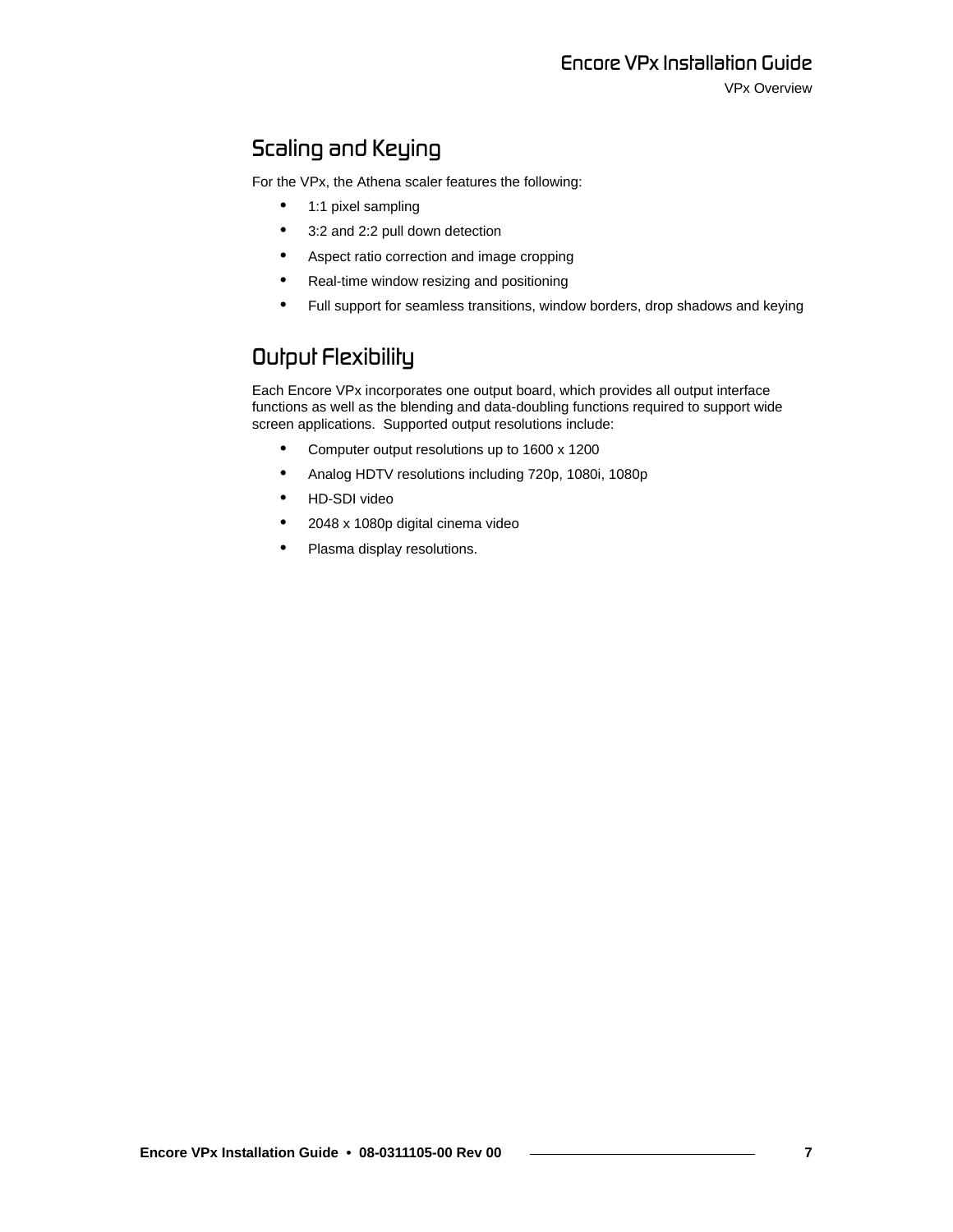## Scaling and Keying

For the VPx, the Athena scaler features the following:

- 1:1 pixel sampling
- 3:2 and 2:2 pull down detection
- Aspect ratio correction and image cropping
- Real-time window resizing and positioning
- Full support for seamless transitions, window borders, drop shadows and keying

## Output Flexibility

Each Encore VPx incorporates one output board, which provides all output interface functions as well as the blending and data-doubling functions required to support wide screen applications. Supported output resolutions include:

- Computer output resolutions up to 1600 x 1200
- Analog HDTV resolutions including 720p, 1080i, 1080p
- HD-SDI video
- 2048 x 1080p digital cinema video
- Plasma display resolutions.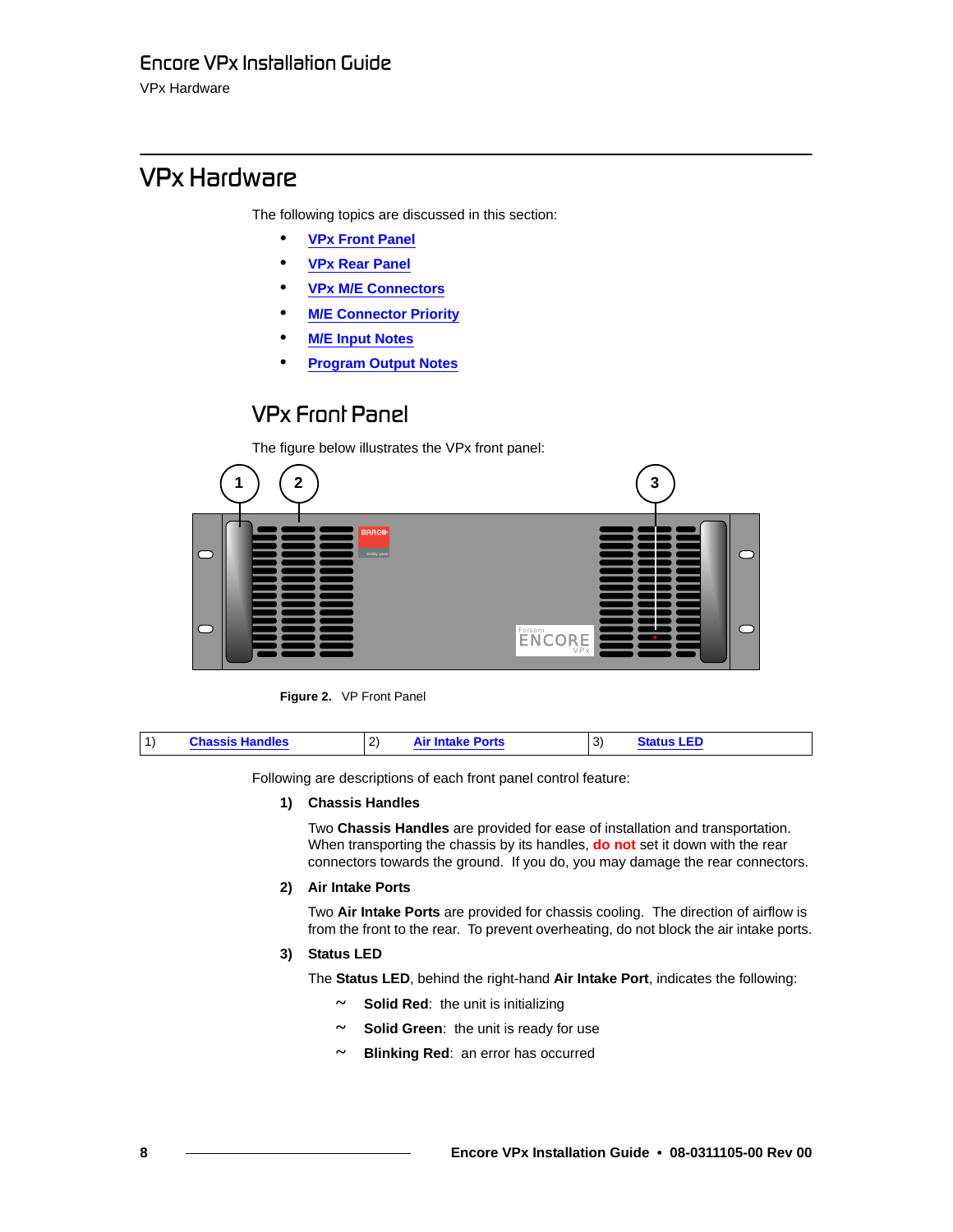# VPx Hardware

The following topics are discussed in this section:

- VPx Front Panel
- VPx Rear Panel
- VPx M/E Connectors
- M/E Connector Priority
- M/E Input Notes
- Program Output Notes

## VPx Front Panel

The figure below illustrates the VPx front panel:

**Figure 2.** VP Front Panel

| 1) | Chassis Handles | 2) | Air Intake Ports | 3) | Status LED |
|---|---|---|---|---|---|

Following are descriptions of each front panel control feature:

**1) Chassis Handles**

Two **Chassis Handles** are provided for ease of installation and transportation. When transporting the chassis by its handles, **do not** set it down with the rear connectors towards the ground. If you do, you may damage the rear connectors.

**2) Air Intake Ports**

Two **Air Intake Ports** are provided for chassis cooling. The direction of airflow is from the front to the rear. To prevent overheating, do not block the air intake ports.

**3) Status LED**

The **Status LED**, behind the right-hand **Air Intake Port**, indicates the following:

~ **Solid Red**: the unit is initializing

~ **Solid Green**: the unit is ready for use

~ **Blinking Red**: an error has occurred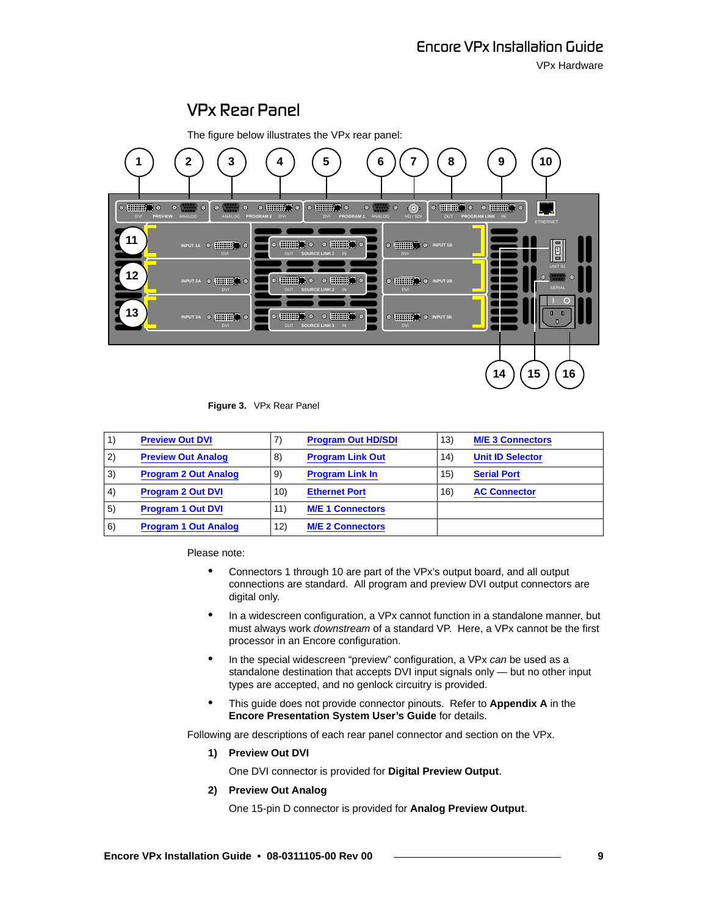## VPx Rear Panel

The figure below illustrates the VPx rear panel:

**Figure 3.** VPx Rear Panel

| | | | | | | | |
|---|---|---|---|---|---|---|---|
| 1) | Preview Out DVI | 7) | Program Out HD/SDI | 13) | M/E 3 Connectors |
| 2) | Preview Out Analog | 8) | Program Link Out | 14) | Unit ID Selector |
| 3) | Program 2 Out Analog | 9) | Program Link In | 15) | Serial Port |
| 4) | Program 2 Out DVI | 10) | Ethernet Port | 16) | AC Connector |
| 5) | Program 1 Out DVI | 11) | M/E 1 Connectors | | |
| 6) | Program 1 Out Analog | 12) | M/E 2 Connectors | | |

Please note:

- Connectors 1 through 10 are part of the VPx's output board, and all output connections are standard. All program and preview DVI output connectors are digital only.
- In a widescreen configuration, a VPx cannot function in a standalone manner, but must always work *downstream* of a standard VP. Here, a VPx cannot be the first processor in an Encore configuration.
- In the special widescreen "preview" configuration, a VPx *can* be used as a standalone destination that accepts DVI input signals only — but no other input types are accepted, and no genlock circuitry is provided.
- This guide does not provide connector pinouts. Refer to **Appendix A** in the **Encore Presentation System User's Guide** for details.

Following are descriptions of each rear panel connector and section on the VPx.

**1) Preview Out DVI**

One DVI connector is provided for **Digital Preview Output**.

**2) Preview Out Analog**

One 15-pin D connector is provided for **Analog Preview Output**.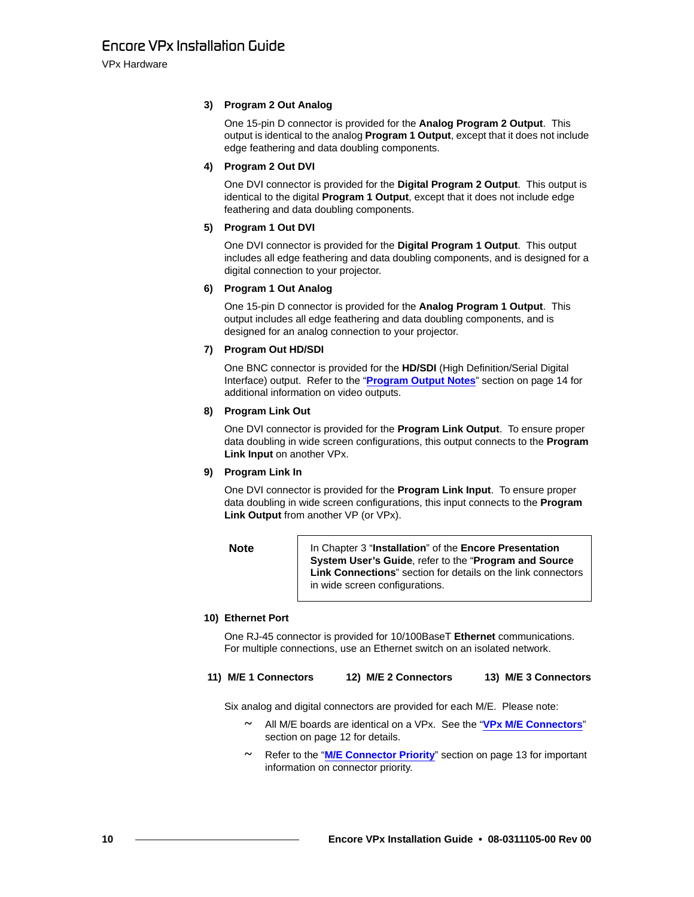3) **Program 2 Out Analog**

One 15-pin D connector is provided for the **Analog Program 2 Output**. This output is identical to the analog **Program 1 Output**, except that it does not include edge feathering and data doubling components.

4) **Program 2 Out DVI**

One DVI connector is provided for the **Digital Program 2 Output**. This output is identical to the digital **Program 1 Output**, except that it does not include edge feathering and data doubling components.

5) **Program 1 Out DVI**

One DVI connector is provided for the **Digital Program 1 Output**. This output includes all edge feathering and data doubling components, and is designed for a digital connection to your projector.

6) **Program 1 Out Analog**

One 15-pin D connector is provided for the **Analog Program 1 Output**. This output includes all edge feathering and data doubling components, and is designed for an analog connection to your projector.

7) **Program Out HD/SDI**

One BNC connector is provided for the **HD/SDI** (High Definition/Serial Digital Interface) output. Refer to the "**Program Output Notes**" section on page 14 for additional information on video outputs.

8) **Program Link Out**

One DVI connector is provided for the **Program Link Output**. To ensure proper data doubling in wide screen configurations, this output connects to the **Program Link Input** on another VPx.

9) **Program Link In**

One DVI connector is provided for the **Program Link Input**. To ensure proper data doubling in wide screen configurations, this input connects to the **Program Link Output** from another VP (or VPx).

| **Note** | In Chapter 3 "**Installation**" of the **Encore Presentation System User's Guide**, refer to the "**Program and Source Link Connections**" section for details on the link connectors in wide screen configurations. |
|---|---|

10) **Ethernet Port**

One RJ-45 connector is provided for 10/100BaseT **Ethernet** communications. For multiple connections, use an Ethernet switch on an isolated network.

11) **M/E 1 Connectors** 12) **M/E 2 Connectors** 13) **M/E 3 Connectors**

Six analog and digital connectors are provided for each M/E. Please note:

~ All M/E boards are identical on a VPx. See the "**VPx M/E Connectors**" section on page 12 for details.

~ Refer to the "**M/E Connector Priority**" section on page 13 for important information on connector priority.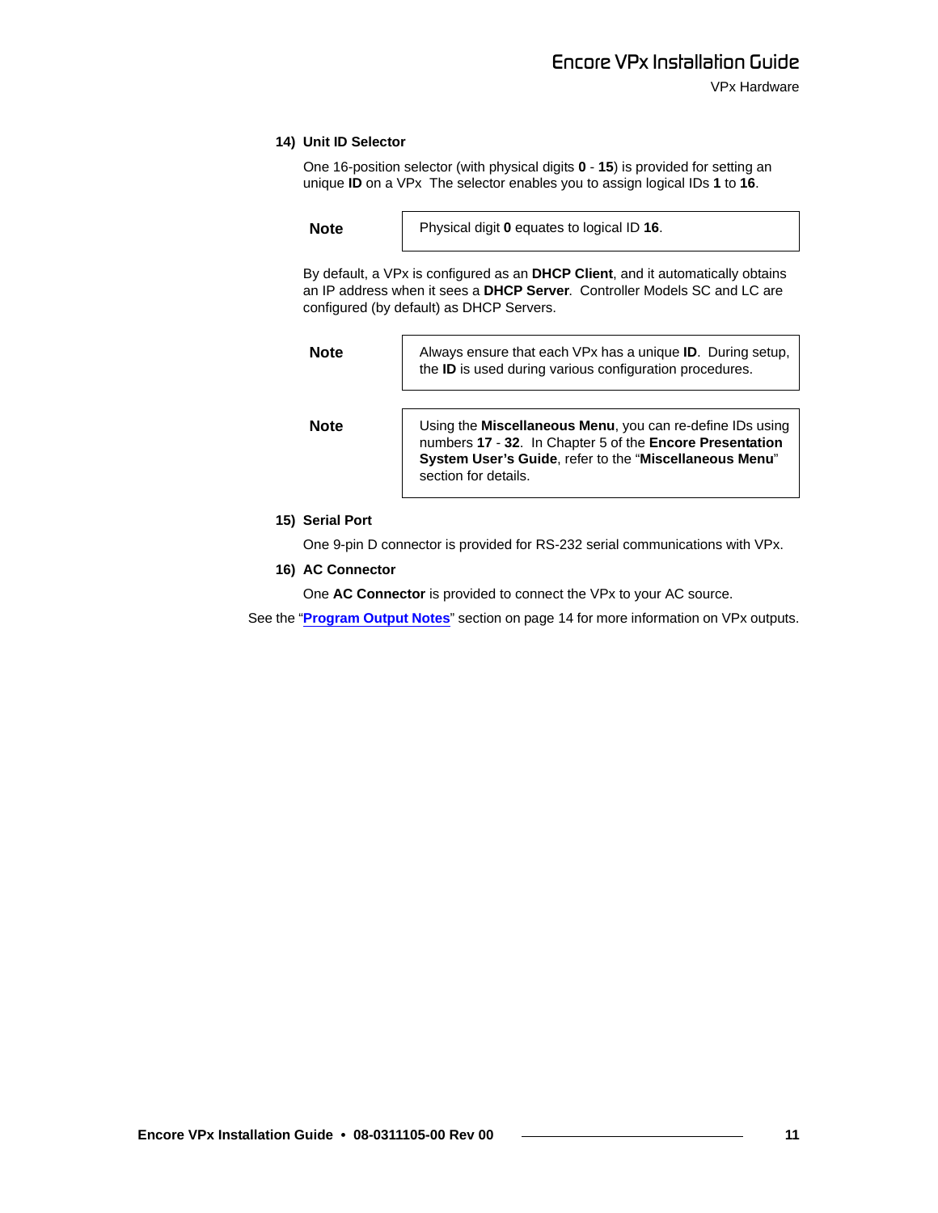### 14) Unit ID Selector

One 16-position selector (with physical digits **0** - **15**) is provided for setting an unique **ID** on a VPx The selector enables you to assign logical IDs **1** to **16**.

| **Note** | Physical digit **0** equates to logical ID **16**. |
|---|---|

By default, a VPx is configured as an **DHCP Client**, and it automatically obtains an IP address when it sees a **DHCP Server**. Controller Models SC and LC are configured (by default) as DHCP Servers.

| **Note** | Always ensure that each VPx has a unique **ID**. During setup, the **ID** is used during various configuration procedures. |
|---|---|

| **Note** | Using the **Miscellaneous Menu**, you can re-define IDs using numbers **17** - **32**. In Chapter 5 of the **Encore Presentation System User's Guide**, refer to the "**Miscellaneous Menu**" section for details. |
|---|---|

### 15) Serial Port

One 9-pin D connector is provided for RS-232 serial communications with VPx.

### 16) AC Connector

One **AC Connector** is provided to connect the VPx to your AC source.

See the "**Program Output Notes**" section on page 14 for more information on VPx outputs.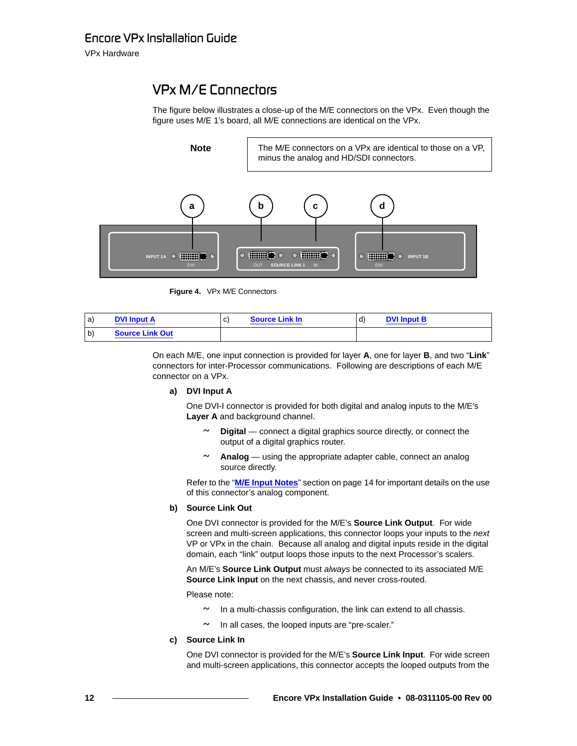## VPx M/E Connectors

The figure below illustrates a close-up of the M/E connectors on the VPx. Even though the figure uses M/E 1's board, all M/E connections are identical on the VPx.

| **Note** | The M/E connectors on a VPx are identical to those on a VP, minus the analog and HD/SDI connectors. |
|---|---|

**Figure 4.** VPx M/E Connectors

| | | | | | |
|---|---|---|---|---|---|
| a) | **DVI Input A** | c) | **Source Link In** | d) | **DVI Input B** |
| b) | **Source Link Out** | | | | |

On each M/E, one input connection is provided for layer **A**, one for layer **B**, and two "**Link**" connectors for inter-Processor communications. Following are descriptions of each M/E connector on a VPx.

**a) DVI Input A**

One DVI-I connector is provided for both digital and analog inputs to the M/E's **Layer A** and background channel.

- **Digital** — connect a digital graphics source directly, or connect the output of a digital graphics router.
- **Analog** — using the appropriate adapter cable, connect an analog source directly.

Refer to the "**M/E Input Notes**" section on page 14 for important details on the use of this connector's analog component.

**b) Source Link Out**

One DVI connector is provided for the M/E's **Source Link Output**. For wide screen and multi-screen applications, this connector loops your inputs to the *next* VP or VPx in the chain. Because all analog and digital inputs reside in the digital domain, each "link" output loops those inputs to the next Processor's scalers.

An M/E's **Source Link Output** must *always* be connected to its associated M/E **Source Link Input** on the next chassis, and never cross-routed.

Please note:

- In a multi-chassis configuration, the link can extend to all chassis.
- In all cases, the looped inputs are "pre-scaler."

**c) Source Link In**

One DVI connector is provided for the M/E's **Source Link Input**. For wide screen and multi-screen applications, this connector accepts the looped outputs from the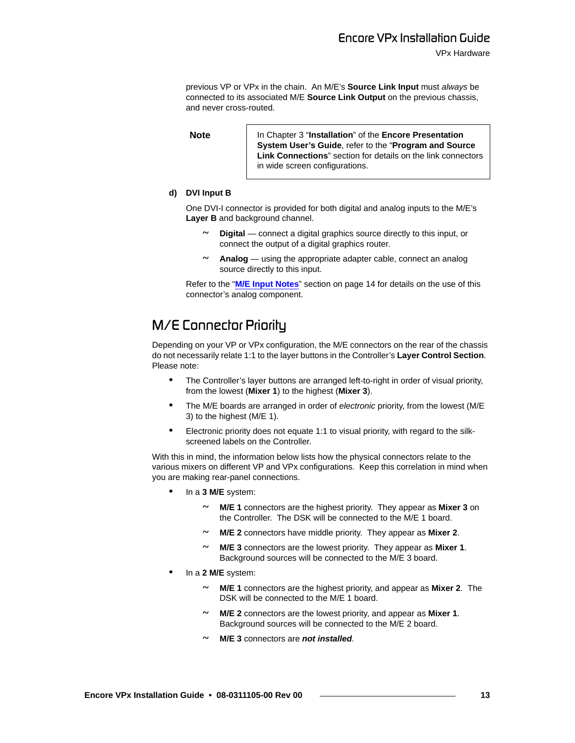previous VP or VPx in the chain. An M/E's **Source Link Input** must *always* be connected to its associated M/E **Source Link Output** on the previous chassis, and never cross-routed.

| Note | In Chapter 3 "**Installation**" of the **Encore Presentation System User's Guide**, refer to the "**Program and Source Link Connections**" section for details on the link connectors in wide screen configurations. |
|---|---|

**d) DVI Input B**

One DVI-I connector is provided for both digital and analog inputs to the M/E's **Layer B** and background channel.

- **Digital** — connect a digital graphics source directly to this input, or connect the output of a digital graphics router.
- **Analog** — using the appropriate adapter cable, connect an analog source directly to this input.

Refer to the "**M/E Input Notes**" section on page 14 for details on the use of this connector's analog component.

## M/E Connector Priority

Depending on your VP or VPx configuration, the M/E connectors on the rear of the chassis do not necessarily relate 1:1 to the layer buttons in the Controller's **Layer Control Section**. Please note:

- The Controller's layer buttons are arranged left-to-right in order of visual priority, from the lowest (**Mixer 1**) to the highest (**Mixer 3**).
- The M/E boards are arranged in order of *electronic* priority, from the lowest (M/E 3) to the highest (M/E 1).
- Electronic priority does not equate 1:1 to visual priority, with regard to the silk-screened labels on the Controller.

With this in mind, the information below lists how the physical connectors relate to the various mixers on different VP and VPx configurations. Keep this correlation in mind when you are making rear-panel connections.

- In a **3 M/E** system:
  - **M/E 1** connectors are the highest priority. They appear as **Mixer 3** on the Controller. The DSK will be connected to the M/E 1 board.
  - **M/E 2** connectors have middle priority. They appear as **Mixer 2**.
  - **M/E 3** connectors are the lowest priority. They appear as **Mixer 1**. Background sources will be connected to the M/E 3 board.
- In a **2 M/E** system:
  - **M/E 1** connectors are the highest priority, and appear as **Mixer 2**. The DSK will be connected to the M/E 1 board.
  - **M/E 2** connectors are the lowest priority, and appear as **Mixer 1**. Background sources will be connected to the M/E 2 board.
  - **M/E 3** connectors are ***not installed***.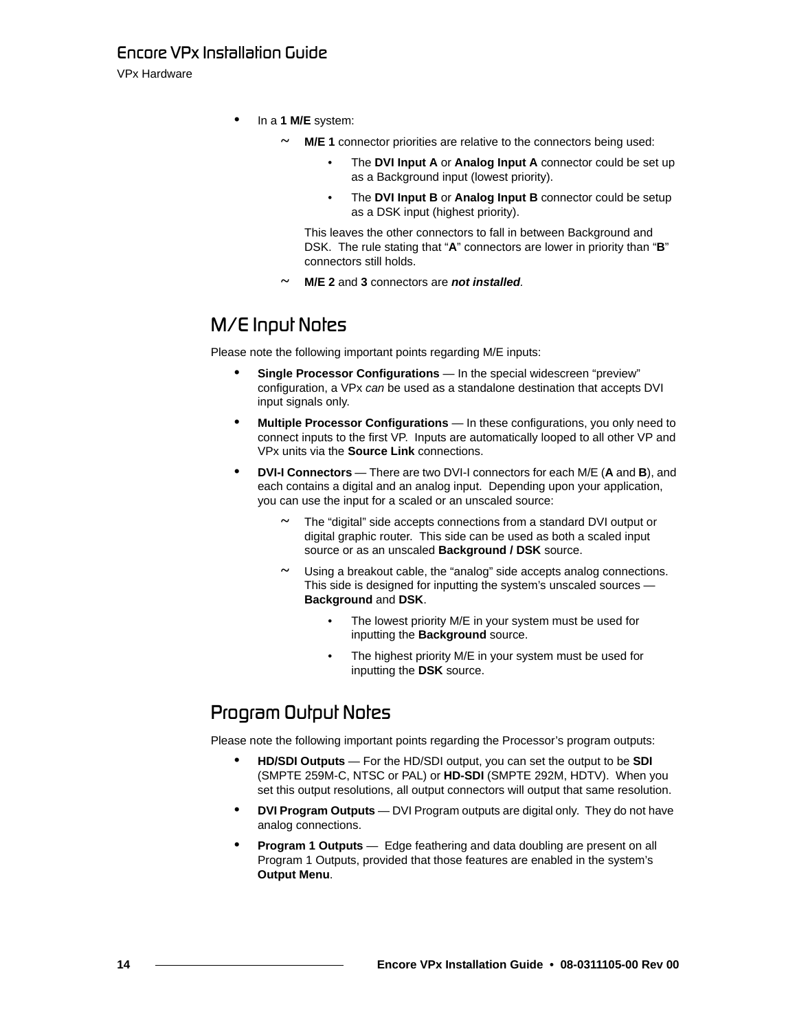- In a **1 M/E** system:
  - **M/E 1** connector priorities are relative to the connectors being used:
    - The **DVI Input A** or **Analog Input A** connector could be set up as a Background input (lowest priority).
    - The **DVI Input B** or **Analog Input B** connector could be setup as a DSK input (highest priority).

    This leaves the other connectors to fall in between Background and DSK. The rule stating that "**A**" connectors are lower in priority than "**B**" connectors still holds.
  - **M/E 2** and **3** connectors are ***not installed***.

## M/E Input Notes

Please note the following important points regarding M/E inputs:

- **Single Processor Configurations** — In the special widescreen "preview" configuration, a VPx *can* be used as a standalone destination that accepts DVI input signals only.
- **Multiple Processor Configurations** — In these configurations, you only need to connect inputs to the first VP. Inputs are automatically looped to all other VP and VPx units via the **Source Link** connections.
- **DVI-I Connectors** — There are two DVI-I connectors for each M/E (**A** and **B**), and each contains a digital and an analog input. Depending upon your application, you can use the input for a scaled or an unscaled source:
  - The "digital" side accepts connections from a standard DVI output or digital graphic router. This side can be used as both a scaled input source or as an unscaled **Background / DSK** source.
  - Using a breakout cable, the "analog" side accepts analog connections. This side is designed for inputting the system's unscaled sources — **Background** and **DSK**.
    - The lowest priority M/E in your system must be used for inputting the **Background** source.
    - The highest priority M/E in your system must be used for inputting the **DSK** source.

## Program Output Notes

Please note the following important points regarding the Processor's program outputs:

- **HD/SDI Outputs** — For the HD/SDI output, you can set the output to be **SDI** (SMPTE 259M-C, NTSC or PAL) or **HD-SDI** (SMPTE 292M, HDTV). When you set this output resolutions, all output connectors will output that same resolution.
- **DVI Program Outputs** — DVI Program outputs are digital only. They do not have analog connections.
- **Program 1 Outputs** — Edge feathering and data doubling are present on all Program 1 Outputs, provided that those features are enabled in the system's **Output Menu**.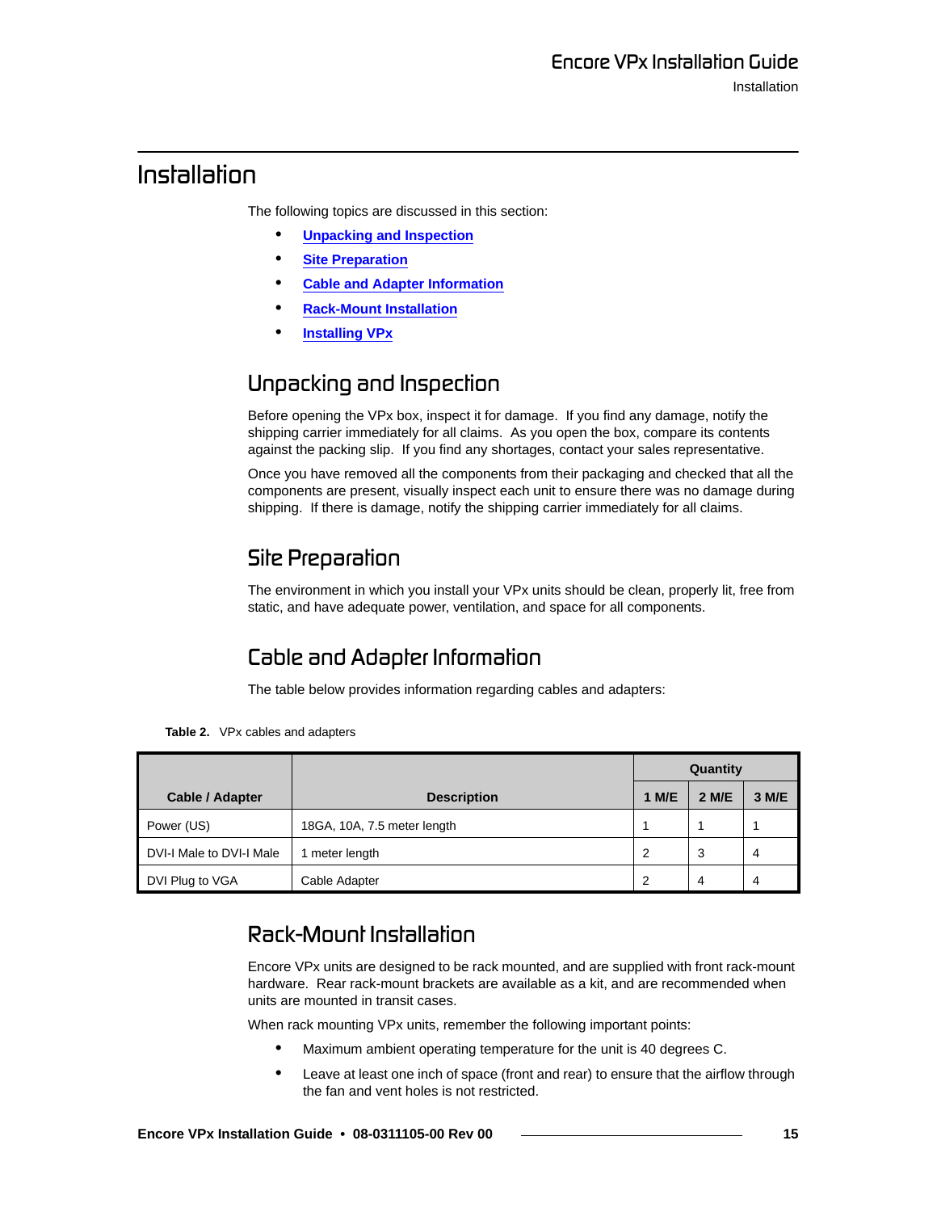# Installation

The following topics are discussed in this section:

- **Unpacking and Inspection**
- **Site Preparation**
- **Cable and Adapter Information**
- **Rack-Mount Installation**
- **Installing VPx**

## Unpacking and Inspection

Before opening the VPx box, inspect it for damage. If you find any damage, notify the shipping carrier immediately for all claims. As you open the box, compare its contents against the packing slip. If you find any shortages, contact your sales representative.

Once you have removed all the components from their packaging and checked that all the components are present, visually inspect each unit to ensure there was no damage during shipping. If there is damage, notify the shipping carrier immediately for all claims.

## Site Preparation

The environment in which you install your VPx units should be clean, properly lit, free from static, and have adequate power, ventilation, and space for all components.

## Cable and Adapter Information

The table below provides information regarding cables and adapters:

**Table 2.** VPx cables and adapters

| Cable / Adapter | Description | Quantity | | |
|---|---|---|---|---|
| | | 1 M/E | 2 M/E | 3 M/E |
| Power (US) | 18GA, 10A, 7.5 meter length | 1 | 1 | 1 |
| DVI-I Male to DVI-I Male | 1 meter length | 2 | 3 | 4 |
| DVI Plug to VGA | Cable Adapter | 2 | 4 | 4 |

## Rack-Mount Installation

Encore VPx units are designed to be rack mounted, and are supplied with front rack-mount hardware. Rear rack-mount brackets are available as a kit, and are recommended when units are mounted in transit cases.

When rack mounting VPx units, remember the following important points:

- Maximum ambient operating temperature for the unit is 40 degrees C.
- Leave at least one inch of space (front and rear) to ensure that the airflow through the fan and vent holes is not restricted.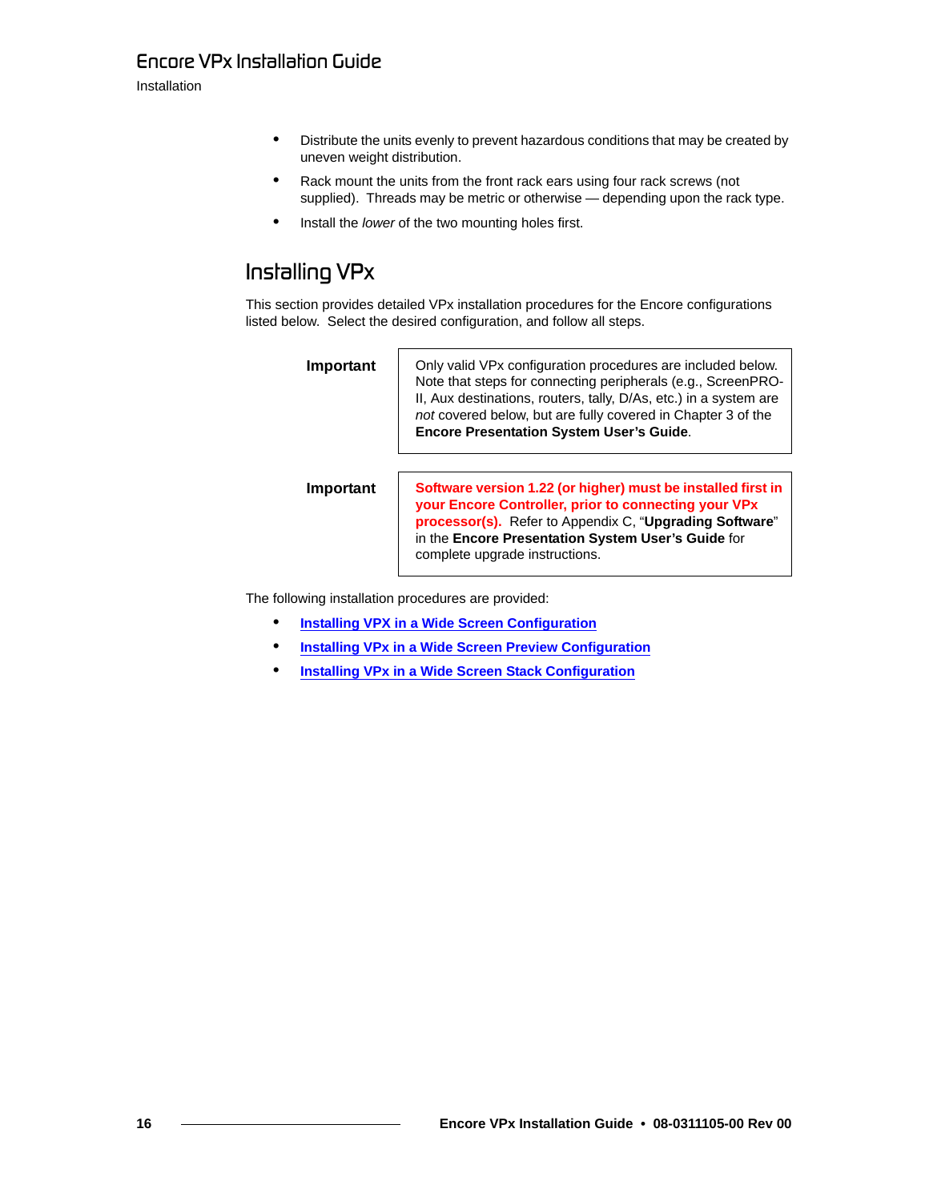- Distribute the units evenly to prevent hazardous conditions that may be created by uneven weight distribution.
- Rack mount the units from the front rack ears using four rack screws (not supplied). Threads may be metric or otherwise — depending upon the rack type.
- Install the *lower* of the two mounting holes first.

## Installing VPx

This section provides detailed VPx installation procedures for the Encore configurations listed below. Select the desired configuration, and follow all steps.

| **Important** | Only valid VPx configuration procedures are included below. Note that steps for connecting peripherals (e.g., ScreenPRO-II, Aux destinations, routers, tally, D/As, etc.) in a system are *not* covered below, but are fully covered in Chapter 3 of the **Encore Presentation System User's Guide**. |
|---|---|

| **Important** | **Software version 1.22 (or higher) must be installed first in your Encore Controller, prior to connecting your VPx processor(s).** Refer to Appendix C, "**Upgrading Software**" in the **Encore Presentation System User's Guide** for complete upgrade instructions. |
|---|---|

The following installation procedures are provided:

- **Installing VPX in a Wide Screen Configuration**
- **Installing VPx in a Wide Screen Preview Configuration**
- **Installing VPx in a Wide Screen Stack Configuration**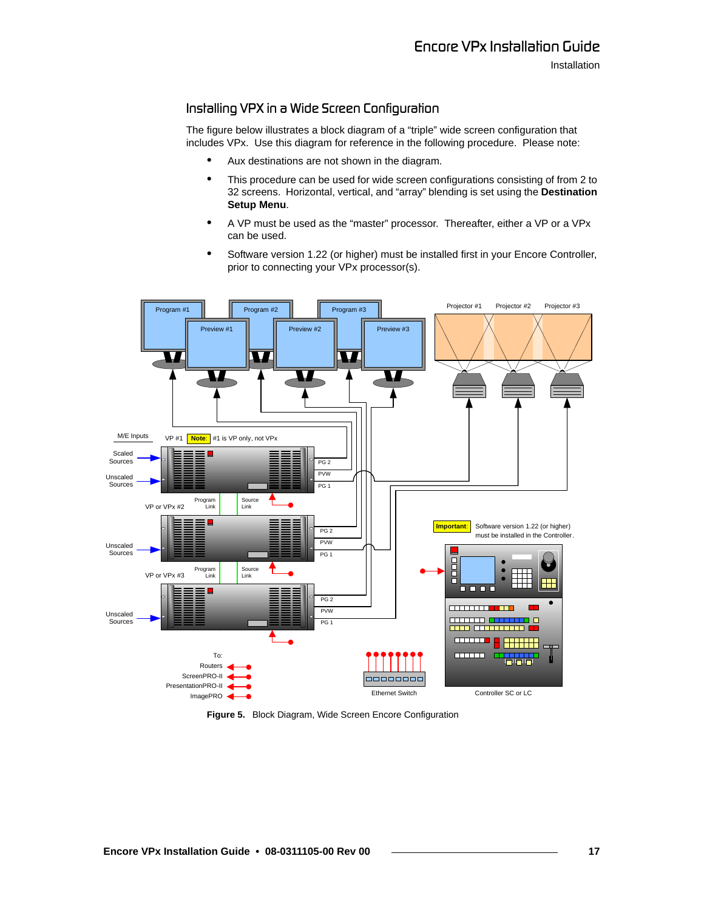## Installing VPX in a Wide Screen Configuration

The figure below illustrates a block diagram of a “triple” wide screen configuration that includes VPx. Use this diagram for reference in the following procedure. Please note:

- Aux destinations are not shown in the diagram.
- This procedure can be used for wide screen configurations consisting of from 2 to 32 screens. Horizontal, vertical, and “array” blending is set using the **Destination Setup Menu**.
- A VP must be used as the “master” processor. Thereafter, either a VP or a VPx can be used.
- Software version 1.22 (or higher) must be installed first in your Encore Controller, prior to connecting your VPx processor(s).

**Figure 5.** Block Diagram, Wide Screen Encore Configuration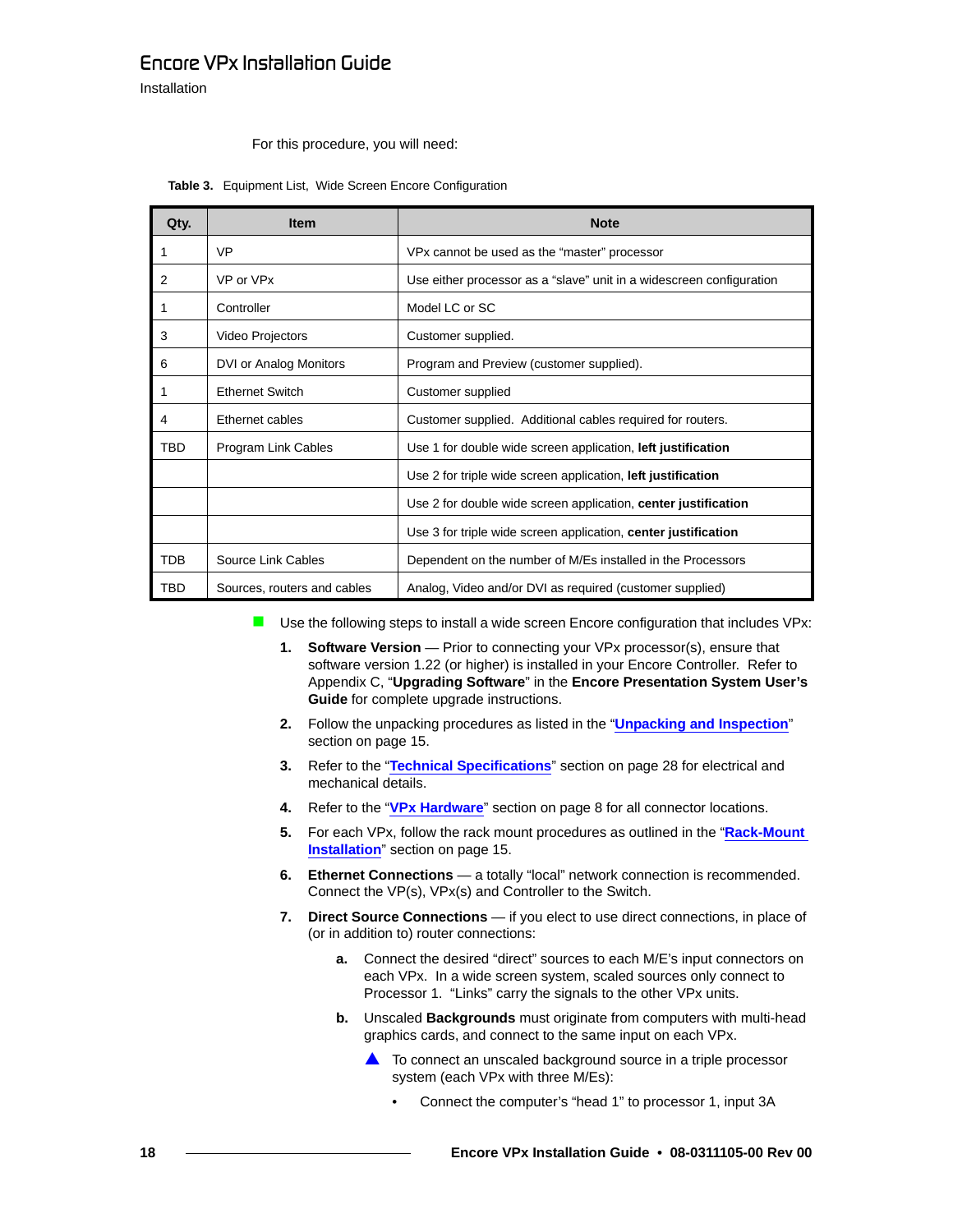For this procedure, you will need:

**Table 3.** Equipment List, Wide Screen Encore Configuration

| Qty. | Item | Note |
|---|---|---|
| 1 | VP | VPx cannot be used as the "master" processor |
| 2 | VP or VPx | Use either processor as a "slave" unit in a widescreen configuration |
| 1 | Controller | Model LC or SC |
| 3 | Video Projectors | Customer supplied. |
| 6 | DVI or Analog Monitors | Program and Preview (customer supplied). |
| 1 | Ethernet Switch | Customer supplied |
| 4 | Ethernet cables | Customer supplied. Additional cables required for routers. |
| TBD | Program Link Cables | Use 1 for double wide screen application, **left justification** |
| | | Use 2 for triple wide screen application, **left justification** |
| | | Use 2 for double wide screen application, **center justification** |
| | | Use 3 for triple wide screen application, **center justification** |
| TDB | Source Link Cables | Dependent on the number of M/Es installed in the Processors |
| TBD | Sources, routers and cables | Analog, Video and/or DVI as required (customer supplied) |

- Use the following steps to install a wide screen Encore configuration that includes VPx:

  1. **Software Version** — Prior to connecting your VPx processor(s), ensure that software version 1.22 (or higher) is installed in your Encore Controller. Refer to Appendix C, "**Upgrading Software**" in the **Encore Presentation System User's Guide** for complete upgrade instructions.
  2. Follow the unpacking procedures as listed in the "**Unpacking and Inspection**" section on page 15.
  3. Refer to the "**Technical Specifications**" section on page 28 for electrical and mechanical details.
  4. Refer to the "**VPx Hardware**" section on page 8 for all connector locations.
  5. For each VPx, follow the rack mount procedures as outlined in the "**Rack-Mount Installation**" section on page 15.
  6. **Ethernet Connections** — a totally "local" network connection is recommended. Connect the VP(s), VPx(s) and Controller to the Switch.
  7. **Direct Source Connections** — if you elect to use direct connections, in place of (or in addition to) router connections:

     a. Connect the desired "direct" sources to each M/E's input connectors on each VPx. In a wide screen system, scaled sources only connect to Processor 1. "Links" carry the signals to the other VPx units.

     b. Unscaled **Backgrounds** must originate from computers with multi-head graphics cards, and connect to the same input on each VPx.

        - To connect an unscaled background source in a triple processor system (each VPx with three M/Es):
          - Connect the computer's "head 1" to processor 1, input 3A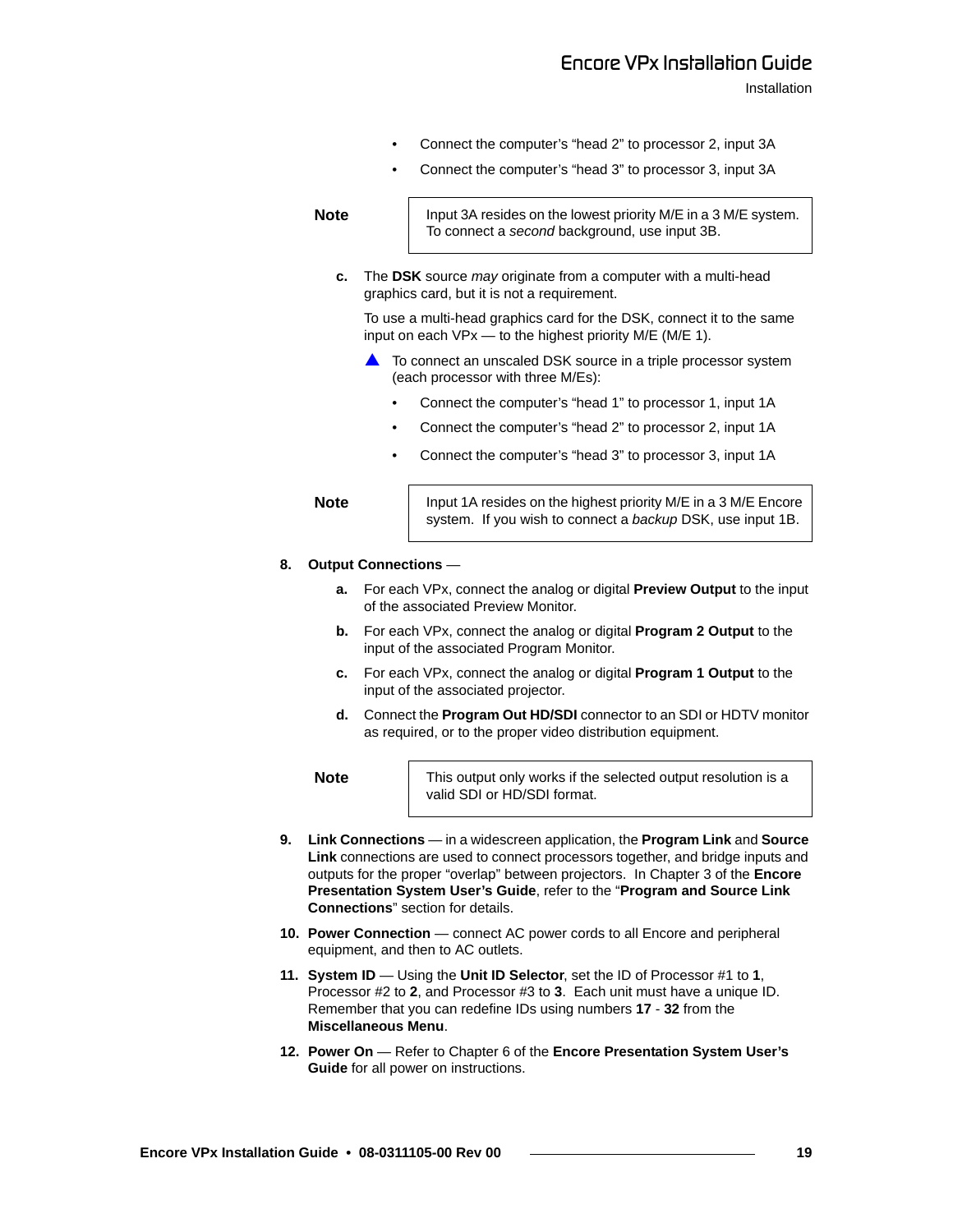- Connect the computer's "head 2" to processor 2, input 3A
- Connect the computer's "head 3" to processor 3, input 3A

| **Note** | Input 3A resides on the lowest priority M/E in a 3 M/E system. To connect a *second* background, use input 3B. |
|---|---|

c. The **DSK** source *may* originate from a computer with a multi-head graphics card, but it is not a requirement.

   To use a multi-head graphics card for the DSK, connect it to the same input on each VPx — to the highest priority M/E (M/E 1).

   ▲ To connect an unscaled DSK source in a triple processor system (each processor with three M/Es):

   - Connect the computer's "head 1" to processor 1, input 1A
   - Connect the computer's "head 2" to processor 2, input 1A
   - Connect the computer's "head 3" to processor 3, input 1A

| **Note** | Input 1A resides on the highest priority M/E in a 3 M/E Encore system. If you wish to connect a *backup* DSK, use input 1B. |
|---|---|

8. **Output Connections** —

   a. For each VPx, connect the analog or digital **Preview Output** to the input of the associated Preview Monitor.

   b. For each VPx, connect the analog or digital **Program 2 Output** to the input of the associated Program Monitor.

   c. For each VPx, connect the analog or digital **Program 1 Output** to the input of the associated projector.

   d. Connect the **Program Out HD/SDI** connector to an SDI or HDTV monitor as required, or to the proper video distribution equipment.

| **Note** | This output only works if the selected output resolution is a valid SDI or HD/SDI format. |
|---|---|

9. **Link Connections** — in a widescreen application, the **Program Link** and **Source Link** connections are used to connect processors together, and bridge inputs and outputs for the proper "overlap" between projectors. In Chapter 3 of the **Encore Presentation System User's Guide**, refer to the "**Program and Source Link Connections**" section for details.

10. **Power Connection** — connect AC power cords to all Encore and peripheral equipment, and then to AC outlets.

11. **System ID** — Using the **Unit ID Selector**, set the ID of Processor #1 to **1**, Processor #2 to **2**, and Processor #3 to **3**. Each unit must have a unique ID. Remember that you can redefine IDs using numbers **17** - **32** from the **Miscellaneous Menu**.

12. **Power On** — Refer to Chapter 6 of the **Encore Presentation System User's Guide** for all power on instructions.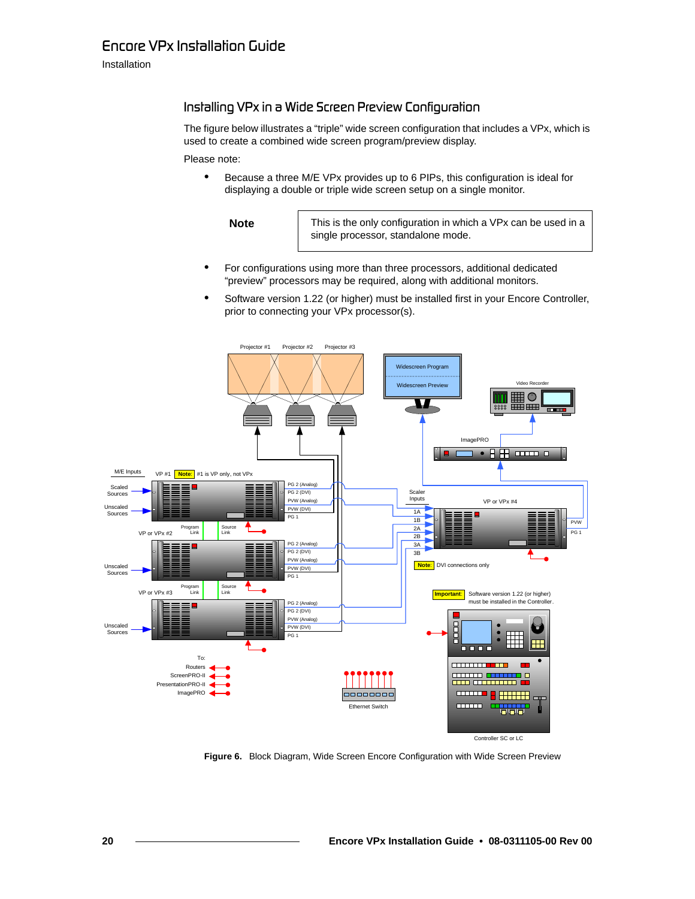## Installing VPx in a Wide Screen Preview Configuration

The figure below illustrates a “triple” wide screen configuration that includes a VPx, which is used to create a combined wide screen program/preview display.

Please note:

- Because a three M/E VPx provides up to 6 PIPs, this configuration is ideal for displaying a double or triple wide screen setup on a single monitor.

| **Note** | This is the only configuration in which a VPx can be used in a single processor, standalone mode. |
|---|---|

- For configurations using more than three processors, additional dedicated “preview” processors may be required, along with additional monitors.
- Software version 1.22 (or higher) must be installed first in your Encore Controller, prior to connecting your VPx processor(s).

**Figure 6.** Block Diagram, Wide Screen Encore Configuration with Wide Screen Preview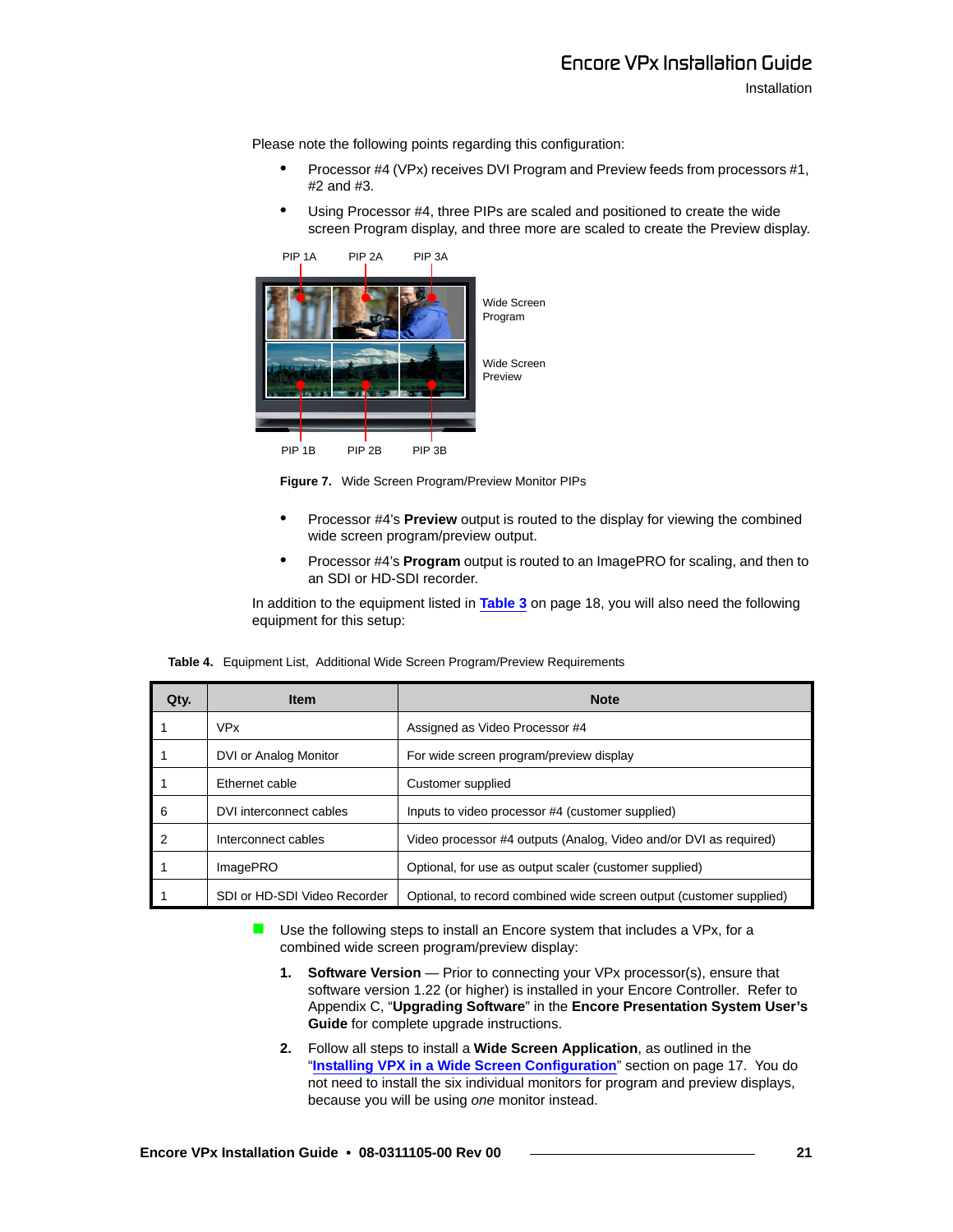Please note the following points regarding this configuration:

- Processor #4 (VPx) receives DVI Program and Preview feeds from processors #1, #2 and #3.
- Using Processor #4, three PIPs are scaled and positioned to create the wide screen Program display, and three more are scaled to create the Preview display.

PIP 1A PIP 2A PIP 3A

Wide Screen Program

Wide Screen Preview

PIP 1B PIP 2B PIP 3B

**Figure 7.** Wide Screen Program/Preview Monitor PIPs

- Processor #4's **Preview** output is routed to the display for viewing the combined wide screen program/preview output.
- Processor #4's **Program** output is routed to an ImagePRO for scaling, and then to an SDI or HD-SDI recorder.

In addition to the equipment listed in **Table 3** on page 18, you will also need the following equipment for this setup:

**Table 4.** Equipment List, Additional Wide Screen Program/Preview Requirements

| Qty. | Item | Note |
|---|---|---|
| 1 | VPx | Assigned as Video Processor #4 |
| 1 | DVI or Analog Monitor | For wide screen program/preview display |
| 1 | Ethernet cable | Customer supplied |
| 6 | DVI interconnect cables | Inputs to video processor #4 (customer supplied) |
| 2 | Interconnect cables | Video processor #4 outputs (Analog, Video and/or DVI as required) |
| 1 | ImagePRO | Optional, for use as output scaler (customer supplied) |
| 1 | SDI or HD-SDI Video Recorder | Optional, to record combined wide screen output (customer supplied) |

- Use the following steps to install an Encore system that includes a VPx, for a combined wide screen program/preview display:

1. **Software Version** — Prior to connecting your VPx processor(s), ensure that software version 1.22 (or higher) is installed in your Encore Controller. Refer to Appendix C, "**Upgrading Software**" in the **Encore Presentation System User's Guide** for complete upgrade instructions.
2. Follow all steps to install a **Wide Screen Application**, as outlined in the "**Installing VPX in a Wide Screen Configuration**" section on page 17. You do not need to install the six individual monitors for program and preview displays, because you will be using *one* monitor instead.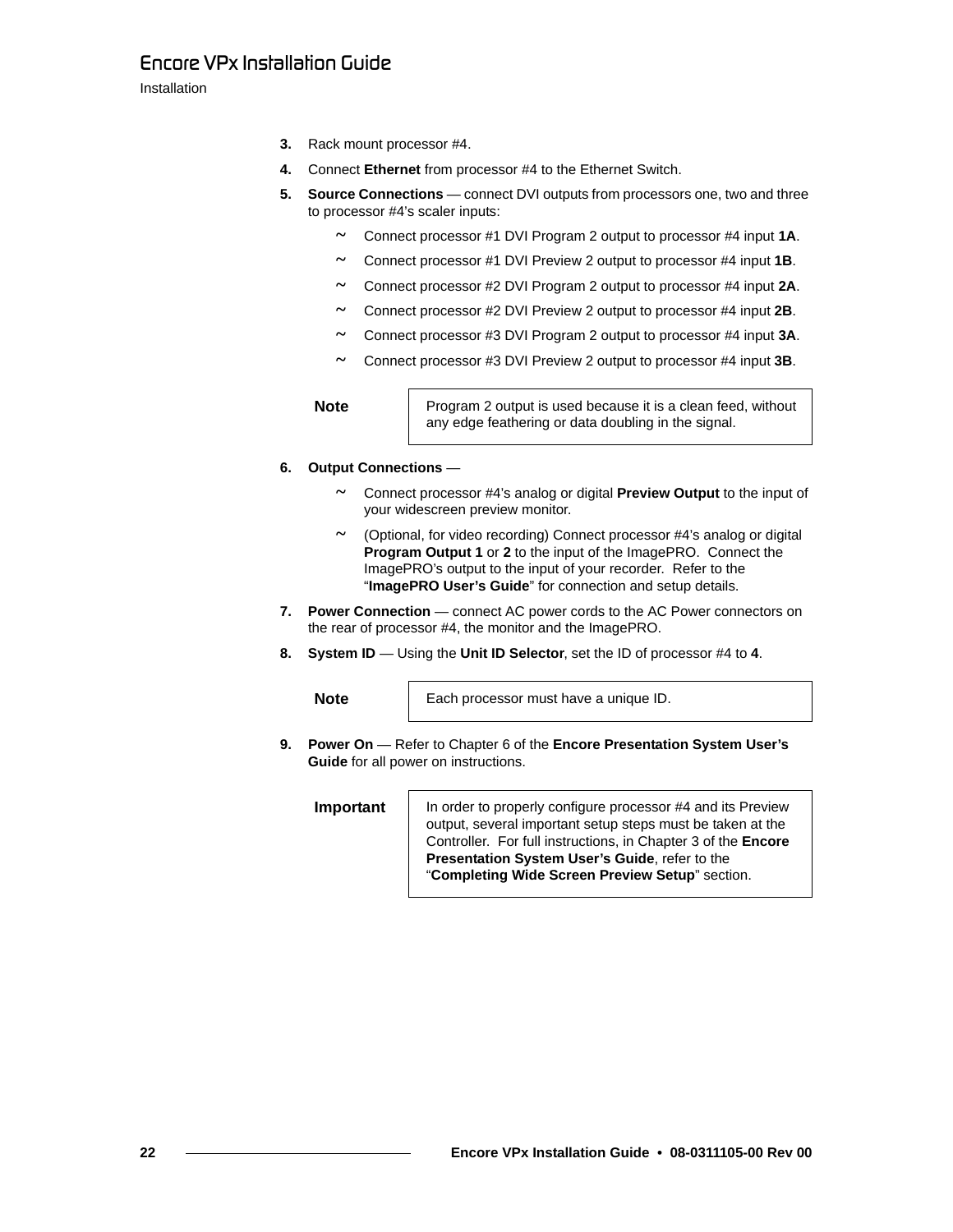3. Rack mount processor #4.
4. Connect **Ethernet** from processor #4 to the Ethernet Switch.
5. **Source Connections** — connect DVI outputs from processors one, two and three to processor #4's scaler inputs:
   - Connect processor #1 DVI Program 2 output to processor #4 input **1A**.
   - Connect processor #1 DVI Preview 2 output to processor #4 input **1B**.
   - Connect processor #2 DVI Program 2 output to processor #4 input **2A**.
   - Connect processor #2 DVI Preview 2 output to processor #4 input **2B**.
   - Connect processor #3 DVI Program 2 output to processor #4 input **3A**.
   - Connect processor #3 DVI Preview 2 output to processor #4 input **3B**.

| **Note** | Program 2 output is used because it is a clean feed, without any edge feathering or data doubling in the signal. |
|---|---|

6. **Output Connections** —
   - Connect processor #4's analog or digital **Preview Output** to the input of your widescreen preview monitor.
   - (Optional, for video recording) Connect processor #4's analog or digital **Program Output 1** or **2** to the input of the ImagePRO. Connect the ImagePRO's output to the input of your recorder. Refer to the "**ImagePRO User's Guide**" for connection and setup details.
7. **Power Connection** — connect AC power cords to the AC Power connectors on the rear of processor #4, the monitor and the ImagePRO.
8. **System ID** — Using the **Unit ID Selector**, set the ID of processor #4 to **4**.

| **Note** | Each processor must have a unique ID. |
|---|---|

9. **Power On** — Refer to Chapter 6 of the **Encore Presentation System User's Guide** for all power on instructions.

| **Important** | In order to properly configure processor #4 and its Preview output, several important setup steps must be taken at the Controller. For full instructions, in Chapter 3 of the **Encore Presentation System User's Guide**, refer to the "**Completing Wide Screen Preview Setup**" section. |
|---|---|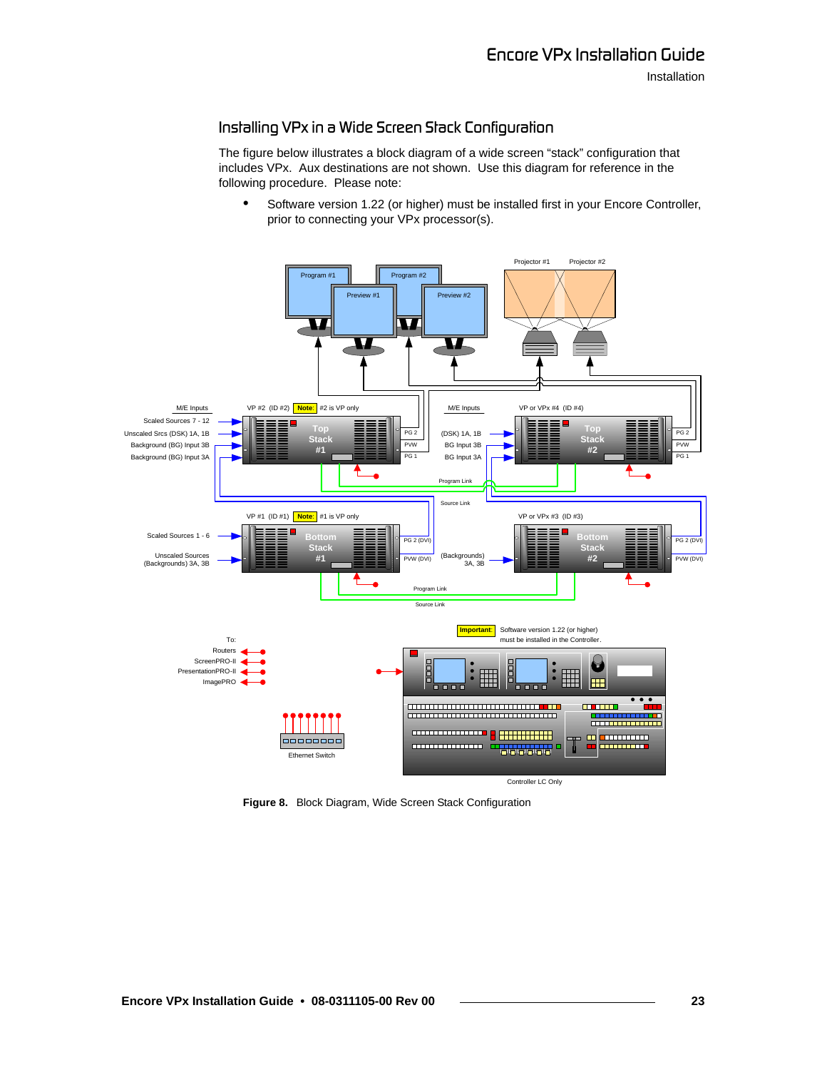## Installing VPx in a Wide Screen Stack Configuration

The figure below illustrates a block diagram of a wide screen "stack" configuration that includes VPx. Aux destinations are not shown. Use this diagram for reference in the following procedure. Please note:

- Software version 1.22 (or higher) must be installed first in your Encore Controller, prior to connecting your VPx processor(s).

**Figure 8.** Block Diagram, Wide Screen Stack Configuration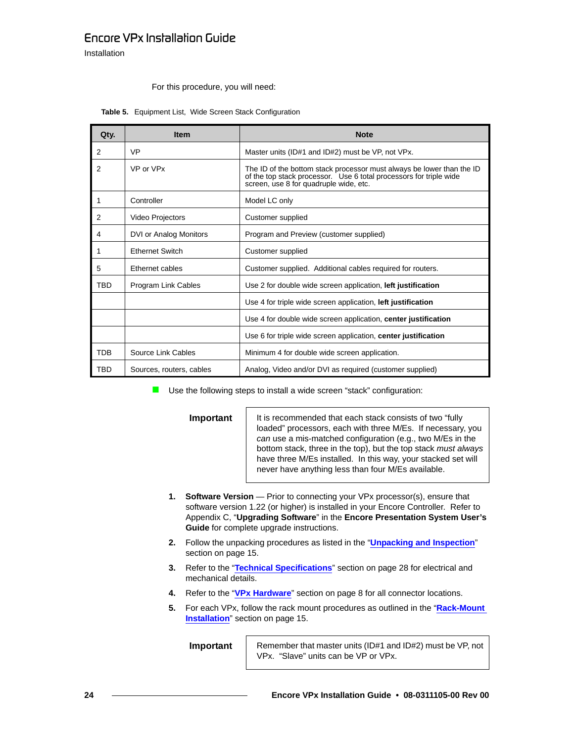For this procedure, you will need:

**Table 5.** Equipment List, Wide Screen Stack Configuration

| Qty. | Item | Note |
|---|---|---|
| 2 | VP | Master units (ID#1 and ID#2) must be VP, not VPx. |
| 2 | VP or VPx | The ID of the bottom stack processor must always be lower than the ID of the top stack processor. Use 6 total processors for triple wide screen, use 8 for quadruple wide, etc. |
| 1 | Controller | Model LC only |
| 2 | Video Projectors | Customer supplied |
| 4 | DVI or Analog Monitors | Program and Preview (customer supplied) |
| 1 | Ethernet Switch | Customer supplied |
| 5 | Ethernet cables | Customer supplied. Additional cables required for routers. |
| TBD | Program Link Cables | Use 2 for double wide screen application, **left justification** |
| | | Use 4 for triple wide screen application, **left justification** |
| | | Use 4 for double wide screen application, **center justification** |
| | | Use 6 for triple wide screen application, **center justification** |
| TDB | Source Link Cables | Minimum 4 for double wide screen application. |
| TBD | Sources, routers, cables | Analog, Video and/or DVI as required (customer supplied) |

- Use the following steps to install a wide screen "stack" configuration:

**Important** — It is recommended that each stack consists of two "fully loaded" processors, each with three M/Es. If necessary, you *can* use a mis-matched configuration (e.g., two M/Es in the bottom stack, three in the top), but the top stack *must always* have three M/Es installed. In this way, your stacked set will never have anything less than four M/Es available.

1. **Software Version** — Prior to connecting your VPx processor(s), ensure that software version 1.22 (or higher) is installed in your Encore Controller. Refer to Appendix C, "**Upgrading Software**" in the **Encore Presentation System User's Guide** for complete upgrade instructions.
2. Follow the unpacking procedures as listed in the "**Unpacking and Inspection**" section on page 15.
3. Refer to the "**Technical Specifications**" section on page 28 for electrical and mechanical details.
4. Refer to the "**VPx Hardware**" section on page 8 for all connector locations.
5. For each VPx, follow the rack mount procedures as outlined in the "**Rack-Mount Installation**" section on page 15.

**Important** — Remember that master units (ID#1 and ID#2) must be VP, not VPx. "Slave" units can be VP or VPx.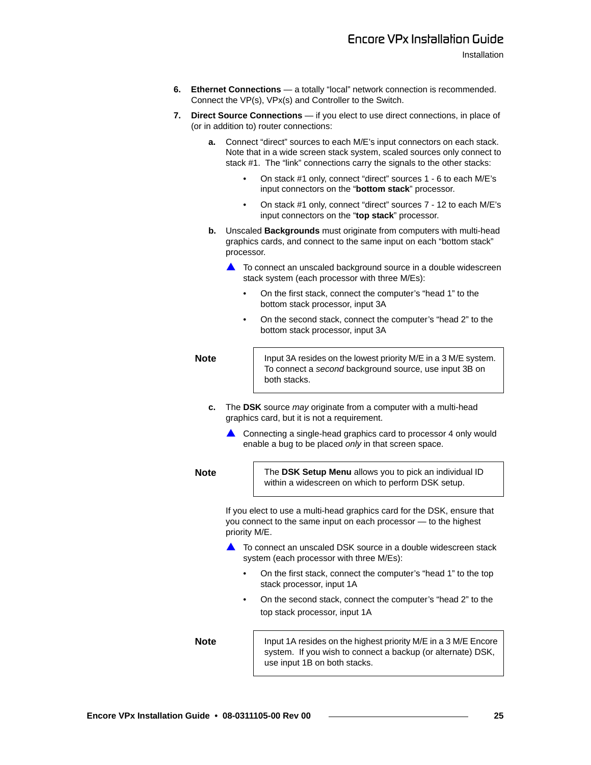6. **Ethernet Connections** — a totally “local” network connection is recommended. Connect the VP(s), VPx(s) and Controller to the Switch.

7. **Direct Source Connections** — if you elect to use direct connections, in place of (or in addition to) router connections:

   **a.** Connect “direct” sources to each M/E’s input connectors on each stack. Note that in a wide screen stack system, scaled sources only connect to stack #1. The “link” connections carry the signals to the other stacks:

   - On stack #1 only, connect “direct” sources 1 - 6 to each M/E’s input connectors on the “**bottom stack**” processor.
   - On stack #1 only, connect “direct” sources 7 - 12 to each M/E’s input connectors on the “**top stack**” processor.

   **b.** Unscaled **Backgrounds** must originate from computers with multi-head graphics cards, and connect to the same input on each “bottom stack” processor.

   ▲ To connect an unscaled background source in a double widescreen stack system (each processor with three M/Es):

   - On the first stack, connect the computer’s “head 1” to the bottom stack processor, input 3A
   - On the second stack, connect the computer’s “head 2” to the bottom stack processor, input 3A

> **Note**
>
> Input 3A resides on the lowest priority M/E in a 3 M/E system. To connect a *second* background source, use input 3B on both stacks.

   **c.** The **DSK** source *may* originate from a computer with a multi-head graphics card, but it is not a requirement.

   ▲ Connecting a single-head graphics card to processor 4 only would enable a bug to be placed *only* in that screen space.

> **Note**
>
> The **DSK Setup Menu** allows you to pick an individual ID within a widescreen on which to perform DSK setup.

   If you elect to use a multi-head graphics card for the DSK, ensure that you connect to the same input on each processor — to the highest priority M/E.

   ▲ To connect an unscaled DSK source in a double widescreen stack system (each processor with three M/Es):

   - On the first stack, connect the computer’s “head 1” to the top stack processor, input 1A
   - On the second stack, connect the computer’s “head 2” to the top stack processor, input 1A

> **Note**
>
> Input 1A resides on the highest priority M/E in a 3 M/E Encore system. If you wish to connect a backup (or alternate) DSK, use input 1B on both stacks.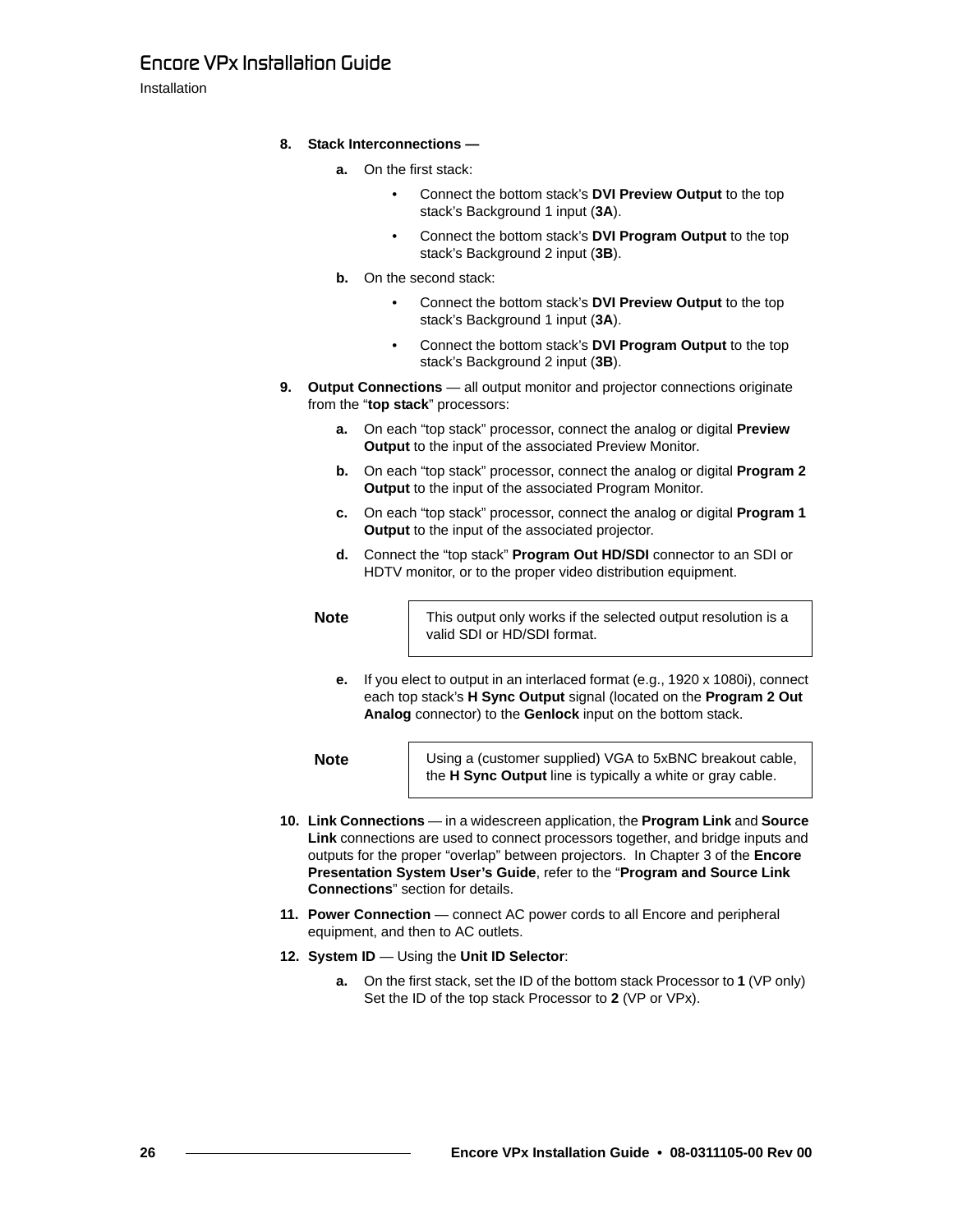8. **Stack Interconnections —**

   a. On the first stack:

      - Connect the bottom stack's **DVI Preview Output** to the top stack's Background 1 input (**3A**).
      - Connect the bottom stack's **DVI Program Output** to the top stack's Background 2 input (**3B**).

   b. On the second stack:

      - Connect the bottom stack's **DVI Preview Output** to the top stack's Background 1 input (**3A**).
      - Connect the bottom stack's **DVI Program Output** to the top stack's Background 2 input (**3B**).

9. **Output Connections** — all output monitor and projector connections originate from the "**top stack**" processors:

   a. On each "top stack" processor, connect the analog or digital **Preview Output** to the input of the associated Preview Monitor.

   b. On each "top stack" processor, connect the analog or digital **Program 2 Output** to the input of the associated Program Monitor.

   c. On each "top stack" processor, connect the analog or digital **Program 1 Output** to the input of the associated projector.

   d. Connect the "top stack" **Program Out HD/SDI** connector to an SDI or HDTV monitor, or to the proper video distribution equipment.

   | **Note** | This output only works if the selected output resolution is a valid SDI or HD/SDI format. |
   |---|---|

   e. If you elect to output in an interlaced format (e.g., 1920 x 1080i), connect each top stack's **H Sync Output** signal (located on the **Program 2 Out Analog** connector) to the **Genlock** input on the bottom stack.

   | **Note** | Using a (customer supplied) VGA to 5xBNC breakout cable, the **H Sync Output** line is typically a white or gray cable. |
   |---|---|

10. **Link Connections** — in a widescreen application, the **Program Link** and **Source Link** connections are used to connect processors together, and bridge inputs and outputs for the proper "overlap" between projectors. In Chapter 3 of the **Encore Presentation System User's Guide**, refer to the "**Program and Source Link Connections**" section for details.

11. **Power Connection** — connect AC power cords to all Encore and peripheral equipment, and then to AC outlets.

12. **System ID** — Using the **Unit ID Selector**:

    a. On the first stack, set the ID of the bottom stack Processor to **1** (VP only) Set the ID of the top stack Processor to **2** (VP or VPx).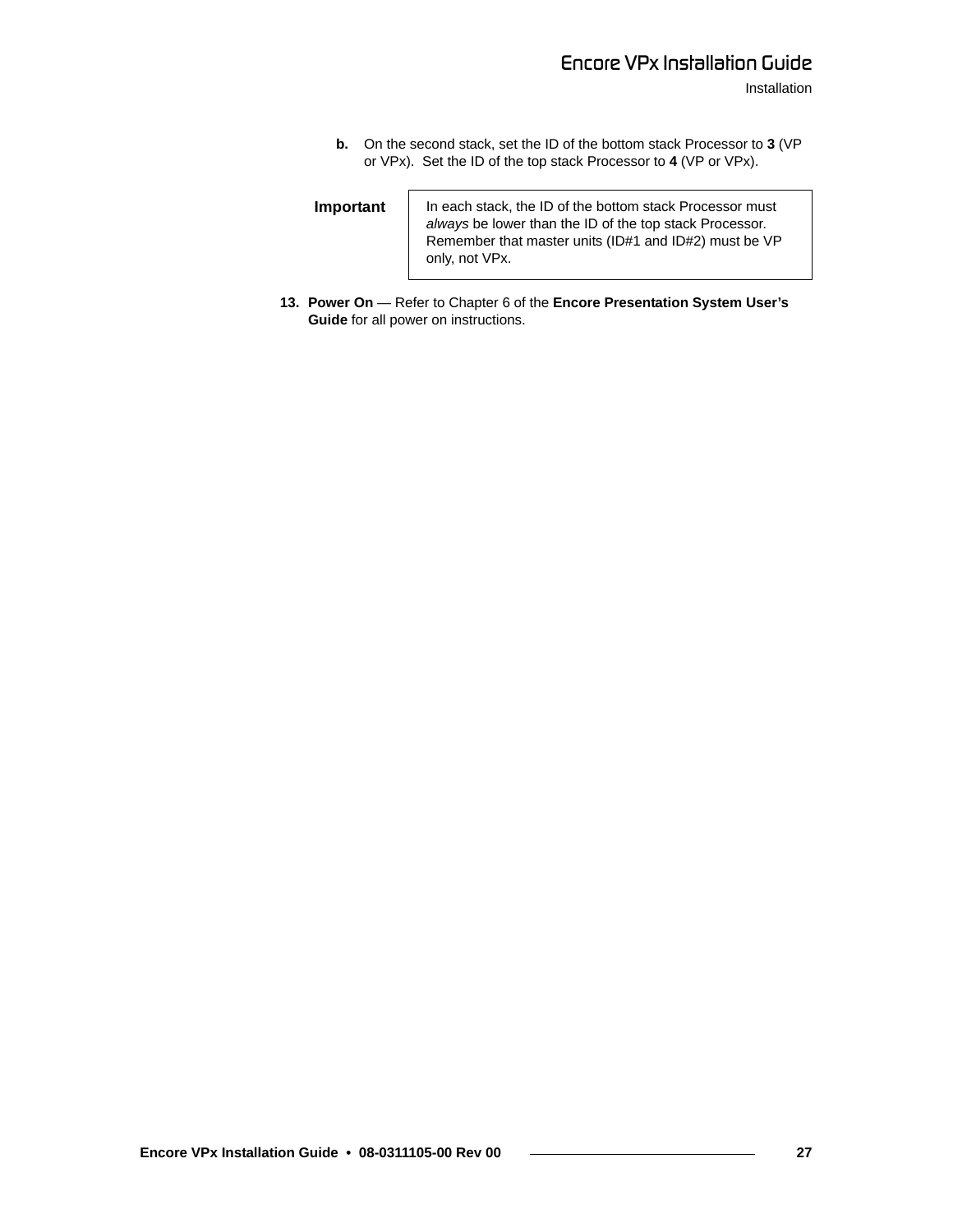b. On the second stack, set the ID of the bottom stack Processor to **3** (VP or VPx). Set the ID of the top stack Processor to **4** (VP or VPx).

| **Important** | In each stack, the ID of the bottom stack Processor must *always* be lower than the ID of the top stack Processor. Remember that master units (ID#1 and ID#2) must be VP only, not VPx. |
|---|---|

13. **Power On** — Refer to Chapter 6 of the **Encore Presentation System User's Guide** for all power on instructions.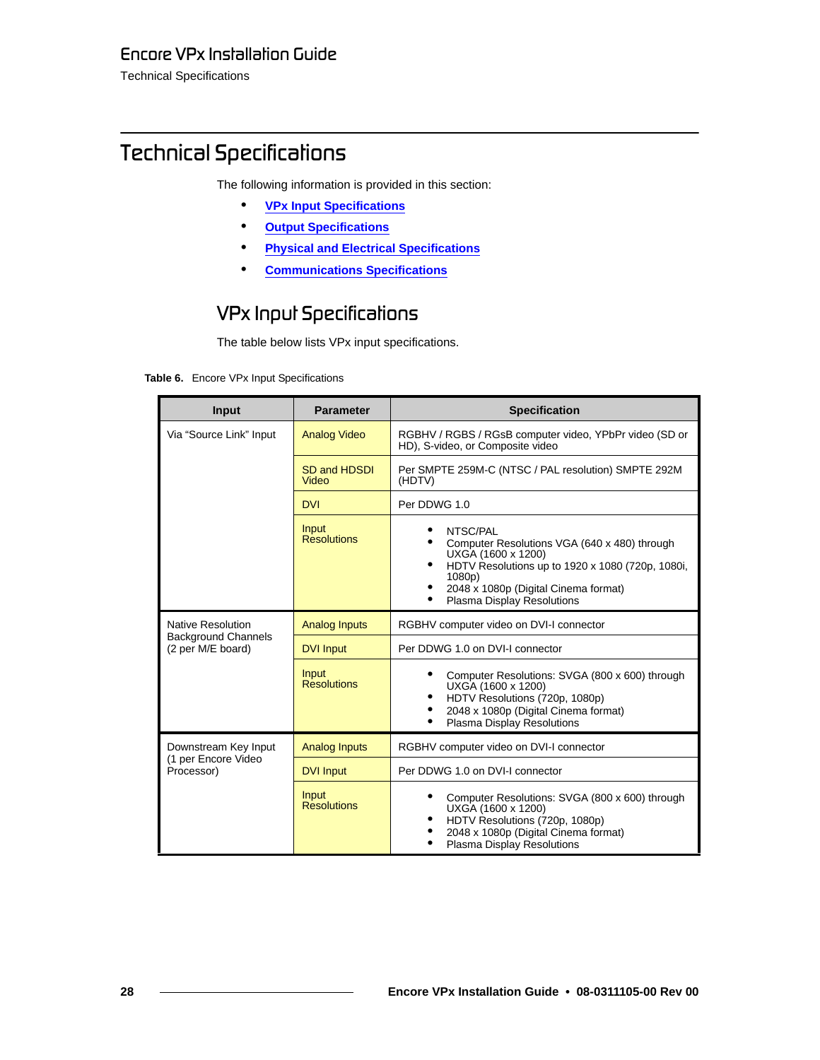# Technical Specifications

The following information is provided in this section:

- **VPx Input Specifications**
- **Output Specifications**
- **Physical and Electrical Specifications**
- **Communications Specifications**

## VPx Input Specifications

The table below lists VPx input specifications.

**Table 6.** Encore VPx Input Specifications

| Input | Parameter | Specification |
|---|---|---|
| Via “Source Link” Input | Analog Video | RGBHV / RGBS / RGsB computer video, YPbPr video (SD or HD), S-video, or Composite video |
| | SD and HDSDI Video | Per SMPTE 259M-C (NTSC / PAL resolution) SMPTE 292M (HDTV) |
| | DVI | Per DDWG 1.0 |
| | Input Resolutions | • NTSC/PAL<br>• Computer Resolutions VGA (640 x 480) through UXGA (1600 x 1200)<br>• HDTV Resolutions up to 1920 x 1080 (720p, 1080i, 1080p)<br>• 2048 x 1080p (Digital Cinema format)<br>• Plasma Display Resolutions |
| Native Resolution Background Channels (2 per M/E board) | Analog Inputs | RGBHV computer video on DVI-I connector |
| | DVI Input | Per DDWG 1.0 on DVI-I connector |
| | Input Resolutions | • Computer Resolutions: SVGA (800 x 600) through UXGA (1600 x 1200)<br>• HDTV Resolutions (720p, 1080p)<br>• 2048 x 1080p (Digital Cinema format)<br>• Plasma Display Resolutions |
| Downstream Key Input (1 per Encore Video Processor) | Analog Inputs | RGBHV computer video on DVI-I connector |
| | DVI Input | Per DDWG 1.0 on DVI-I connector |
| | Input Resolutions | • Computer Resolutions: SVGA (800 x 600) through UXGA (1600 x 1200)<br>• HDTV Resolutions (720p, 1080p)<br>• 2048 x 1080p (Digital Cinema format)<br>• Plasma Display Resolutions |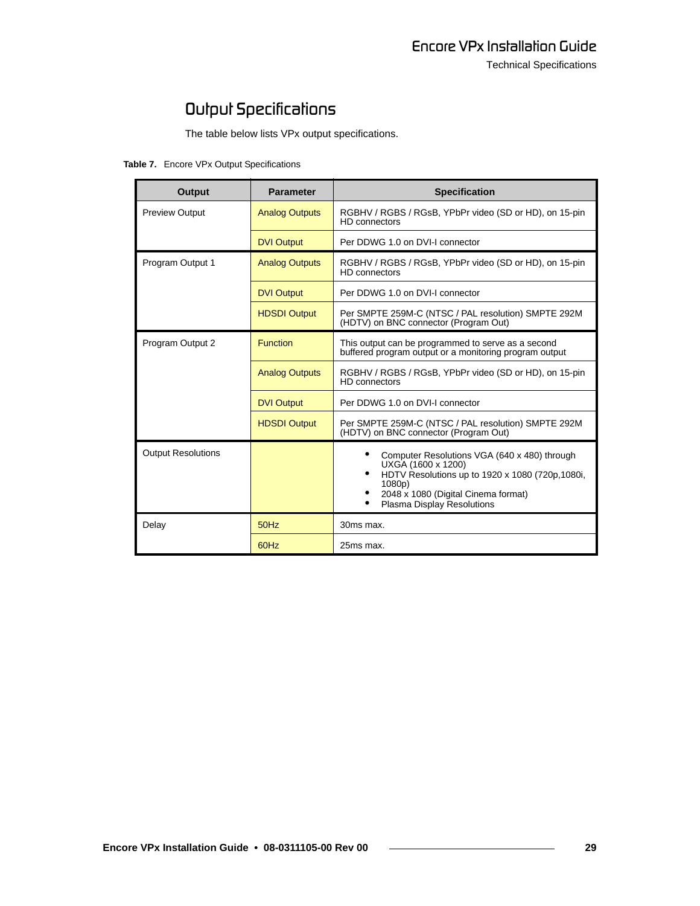## Output Specifications

The table below lists VPx output specifications.

**Table 7.** Encore VPx Output Specifications

| Output | Parameter | Specification |
|---|---|---|
| Preview Output | Analog Outputs | RGBHV / RGBS / RGsB, YPbPr video (SD or HD), on 15-pin HD connectors |
| | DVI Output | Per DDWG 1.0 on DVI-I connector |
| Program Output 1 | Analog Outputs | RGBHV / RGBS / RGsB, YPbPr video (SD or HD), on 15-pin HD connectors |
| | DVI Output | Per DDWG 1.0 on DVI-I connector |
| | HDSDI Output | Per SMPTE 259M-C (NTSC / PAL resolution) SMPTE 292M (HDTV) on BNC connector (Program Out) |
| Program Output 2 | Function | This output can be programmed to serve as a second buffered program output or a monitoring program output |
| | Analog Outputs | RGBHV / RGBS / RGsB, YPbPr video (SD or HD), on 15-pin HD connectors |
| | DVI Output | Per DDWG 1.0 on DVI-I connector |
| | HDSDI Output | Per SMPTE 259M-C (NTSC / PAL resolution) SMPTE 292M (HDTV) on BNC connector (Program Out) |
| Output Resolutions | | • Computer Resolutions VGA (640 x 480) through UXGA (1600 x 1200)<br>• HDTV Resolutions up to 1920 x 1080 (720p,1080i, 1080p)<br>• 2048 x 1080 (Digital Cinema format)<br>• Plasma Display Resolutions |
| Delay | 50Hz | 30ms max. |
| | 60Hz | 25ms max. |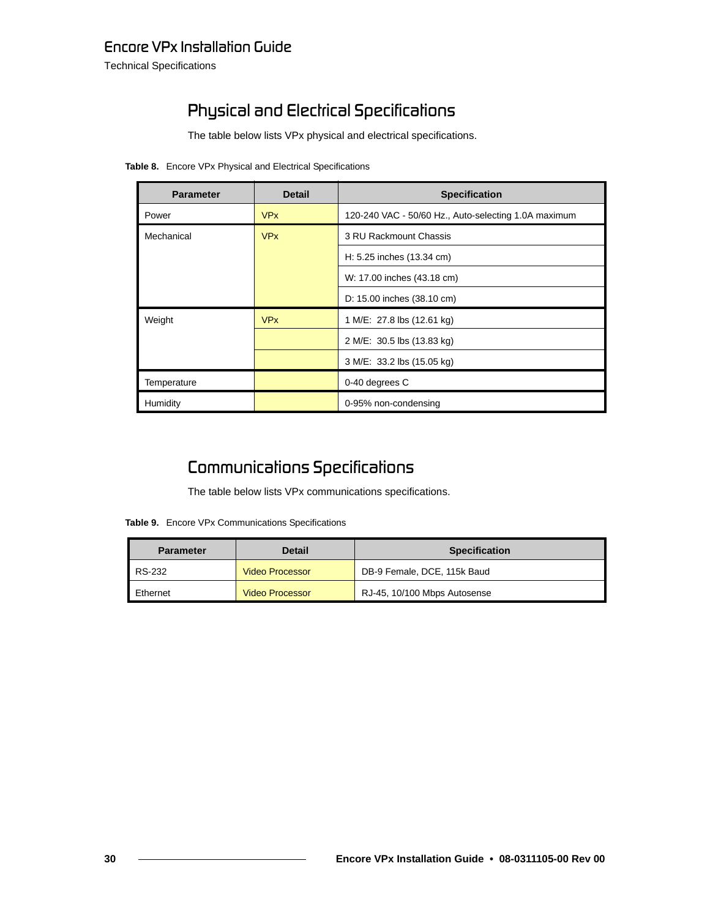## Physical and Electrical Specifications

The table below lists VPx physical and electrical specifications.

**Table 8.** Encore VPx Physical and Electrical Specifications

| Parameter | Detail | Specification |
|---|---|---|
| Power | VPx | 120-240 VAC - 50/60 Hz., Auto-selecting 1.0A maximum |
| Mechanical | VPx | 3 RU Rackmount Chassis |
| | | H: 5.25 inches (13.34 cm) |
| | | W: 17.00 inches (43.18 cm) |
| | | D: 15.00 inches (38.10 cm) |
| Weight | VPx | 1 M/E: 27.8 lbs (12.61 kg) |
| | | 2 M/E: 30.5 lbs (13.83 kg) |
| | | 3 M/E: 33.2 lbs (15.05 kg) |
| Temperature | | 0-40 degrees C |
| Humidity | | 0-95% non-condensing |

## Communications Specifications

The table below lists VPx communications specifications.

**Table 9.** Encore VPx Communications Specifications

| Parameter | Detail | Specification |
|---|---|---|
| RS-232 | Video Processor | DB-9 Female, DCE, 115k Baud |
| Ethernet | Video Processor | RJ-45, 10/100 Mbps Autosense |